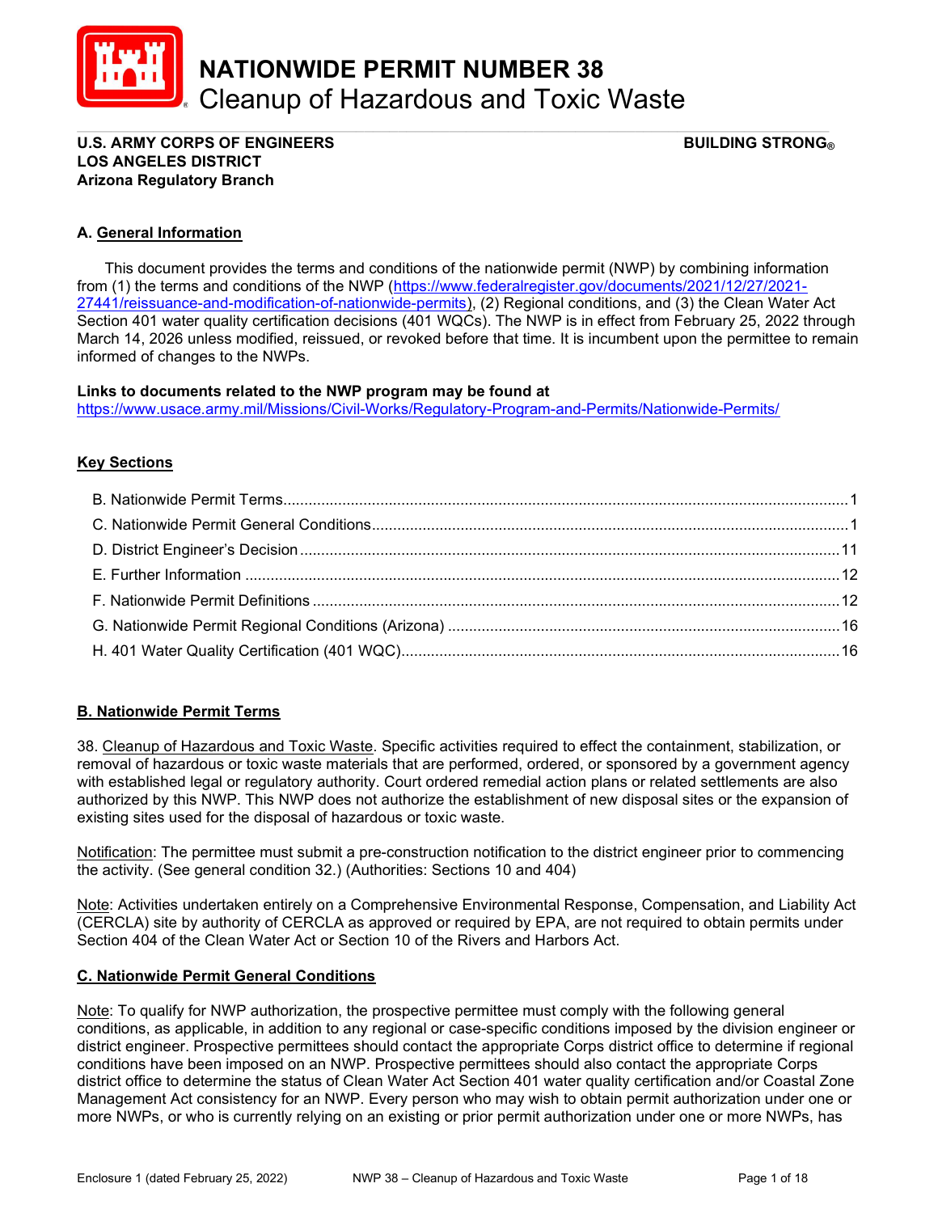# NATIONWIDE PERMIT NUMBER 38
## Cleanup of Hazardous and Toxic Waste

**U.S. ARMY CORPS OF ENGINEERS** **BUILDING STRONG®**
**LOS ANGELES DISTRICT**
**Arizona Regulatory Branch**

### A. General Information

This document provides the terms and conditions of the nationwide permit (NWP) by combining information from (1) the terms and conditions of the NWP (https://www.federalregister.gov/documents/2021/12/27/2021-27441/reissuance-and-modification-of-nationwide-permits), (2) Regional conditions, and (3) the Clean Water Act Section 401 water quality certification decisions (401 WQCs). The NWP is in effect from February 25, 2022 through March 14, 2026 unless modified, reissued, or revoked before that time. It is incumbent upon the permittee to remain informed of changes to the NWPs.

**Links to documents related to the NWP program may be found at**
https://www.usace.army.mil/Missions/Civil-Works/Regulatory-Program-and-Permits/Nationwide-Permits/

### Key Sections

- B. Nationwide Permit Terms....1
- C. Nationwide Permit General Conditions....1
- D. District Engineer's Decision....11
- E. Further Information....12
- F. Nationwide Permit Definitions....12
- G. Nationwide Permit Regional Conditions (Arizona)....16
- H. 401 Water Quality Certification (401 WQC)....16

### B. Nationwide Permit Terms

38. Cleanup of Hazardous and Toxic Waste. Specific activities required to effect the containment, stabilization, or removal of hazardous or toxic waste materials that are performed, ordered, or sponsored by a government agency with established legal or regulatory authority. Court ordered remedial action plans or related settlements are also authorized by this NWP. This NWP does not authorize the establishment of new disposal sites or the expansion of existing sites used for the disposal of hazardous or toxic waste.

Notification: The permittee must submit a pre-construction notification to the district engineer prior to commencing the activity. (See general condition 32.) (Authorities: Sections 10 and 404)

Note: Activities undertaken entirely on a Comprehensive Environmental Response, Compensation, and Liability Act (CERCLA) site by authority of CERCLA as approved or required by EPA, are not required to obtain permits under Section 404 of the Clean Water Act or Section 10 of the Rivers and Harbors Act.

### C. Nationwide Permit General Conditions

Note: To qualify for NWP authorization, the prospective permittee must comply with the following general conditions, as applicable, in addition to any regional or case-specific conditions imposed by the division engineer or district engineer. Prospective permittees should contact the appropriate Corps district office to determine if regional conditions have been imposed on an NWP. Prospective permittees should also contact the appropriate Corps district office to determine the status of Clean Water Act Section 401 water quality certification and/or Coastal Zone Management Act consistency for an NWP. Every person who may wish to obtain permit authorization under one or more NWPs, or who is currently relying on an existing or prior permit authorization under one or more NWPs, has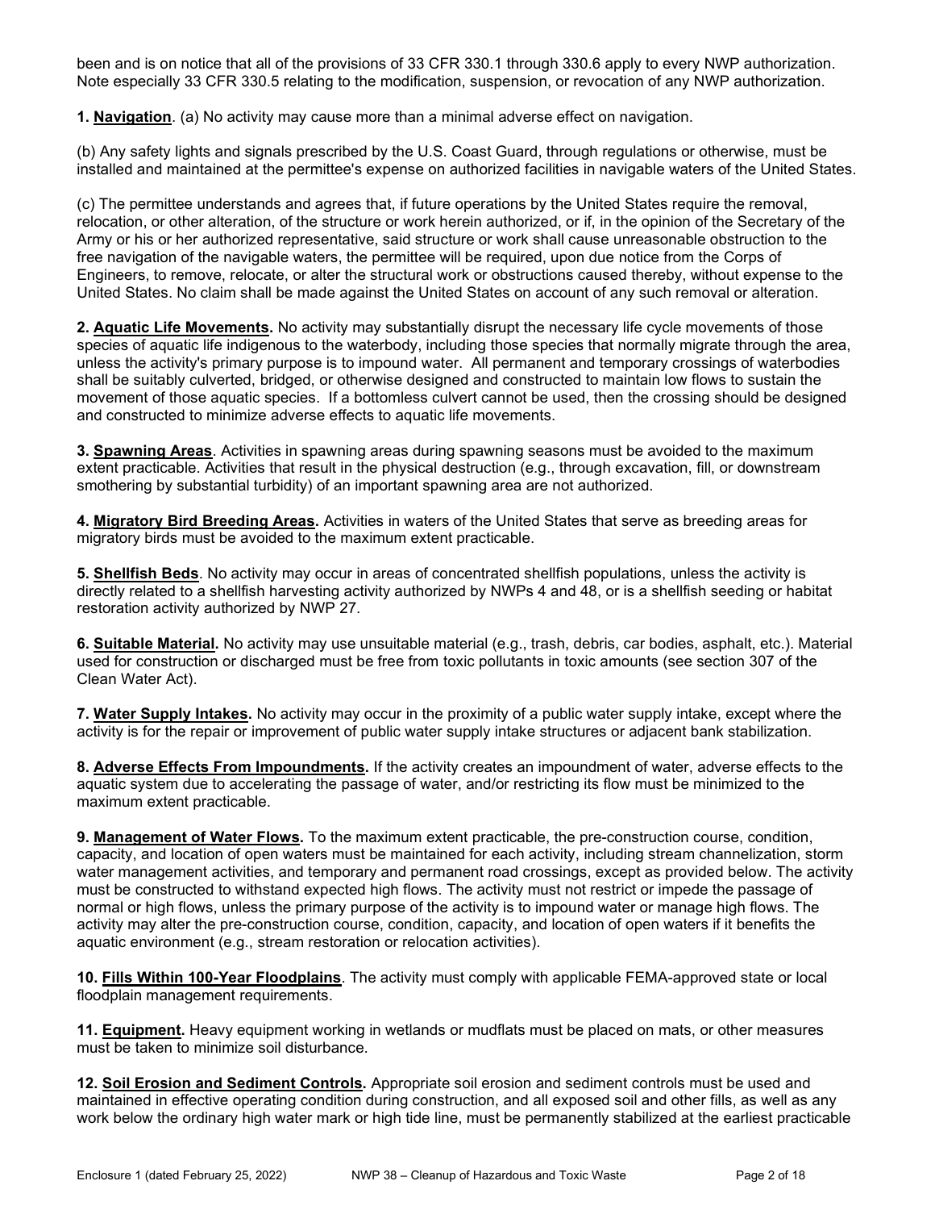been and is on notice that all of the provisions of 33 CFR 330.1 through 330.6 apply to every NWP authorization. Note especially 33 CFR 330.5 relating to the modification, suspension, or revocation of any NWP authorization.

**1. <u>Navigation</u>**. (a) No activity may cause more than a minimal adverse effect on navigation.

(b) Any safety lights and signals prescribed by the U.S. Coast Guard, through regulations or otherwise, must be installed and maintained at the permittee's expense on authorized facilities in navigable waters of the United States.

(c) The permittee understands and agrees that, if future operations by the United States require the removal, relocation, or other alteration, of the structure or work herein authorized, or if, in the opinion of the Secretary of the Army or his or her authorized representative, said structure or work shall cause unreasonable obstruction to the free navigation of the navigable waters, the permittee will be required, upon due notice from the Corps of Engineers, to remove, relocate, or alter the structural work or obstructions caused thereby, without expense to the United States. No claim shall be made against the United States on account of any such removal or alteration.

**2. <u>Aquatic Life Movements</u>.** No activity may substantially disrupt the necessary life cycle movements of those species of aquatic life indigenous to the waterbody, including those species that normally migrate through the area, unless the activity's primary purpose is to impound water. All permanent and temporary crossings of waterbodies shall be suitably culverted, bridged, or otherwise designed and constructed to maintain low flows to sustain the movement of those aquatic species. If a bottomless culvert cannot be used, then the crossing should be designed and constructed to minimize adverse effects to aquatic life movements.

**3. <u>Spawning Areas</u>**. Activities in spawning areas during spawning seasons must be avoided to the maximum extent practicable. Activities that result in the physical destruction (e.g., through excavation, fill, or downstream smothering by substantial turbidity) of an important spawning area are not authorized.

**4. <u>Migratory Bird Breeding Areas</u>.** Activities in waters of the United States that serve as breeding areas for migratory birds must be avoided to the maximum extent practicable.

**5. <u>Shellfish Beds</u>**. No activity may occur in areas of concentrated shellfish populations, unless the activity is directly related to a shellfish harvesting activity authorized by NWPs 4 and 48, or is a shellfish seeding or habitat restoration activity authorized by NWP 27.

**6. <u>Suitable Material</u>.** No activity may use unsuitable material (e.g., trash, debris, car bodies, asphalt, etc.). Material used for construction or discharged must be free from toxic pollutants in toxic amounts (see section 307 of the Clean Water Act).

**7. <u>Water Supply Intakes</u>.** No activity may occur in the proximity of a public water supply intake, except where the activity is for the repair or improvement of public water supply intake structures or adjacent bank stabilization.

**8. <u>Adverse Effects From Impoundments</u>.** If the activity creates an impoundment of water, adverse effects to the aquatic system due to accelerating the passage of water, and/or restricting its flow must be minimized to the maximum extent practicable.

**9. <u>Management of Water Flows</u>.** To the maximum extent practicable, the pre-construction course, condition, capacity, and location of open waters must be maintained for each activity, including stream channelization, storm water management activities, and temporary and permanent road crossings, except as provided below. The activity must be constructed to withstand expected high flows. The activity must not restrict or impede the passage of normal or high flows, unless the primary purpose of the activity is to impound water or manage high flows. The activity may alter the pre-construction course, condition, capacity, and location of open waters if it benefits the aquatic environment (e.g., stream restoration or relocation activities).

**10. <u>Fills Within 100-Year Floodplains</u>**. The activity must comply with applicable FEMA-approved state or local floodplain management requirements.

**11. <u>Equipment</u>.** Heavy equipment working in wetlands or mudflats must be placed on mats, or other measures must be taken to minimize soil disturbance.

**12. <u>Soil Erosion and Sediment Controls</u>.** Appropriate soil erosion and sediment controls must be used and maintained in effective operating condition during construction, and all exposed soil and other fills, as well as any work below the ordinary high water mark or high tide line, must be permanently stabilized at the earliest practicable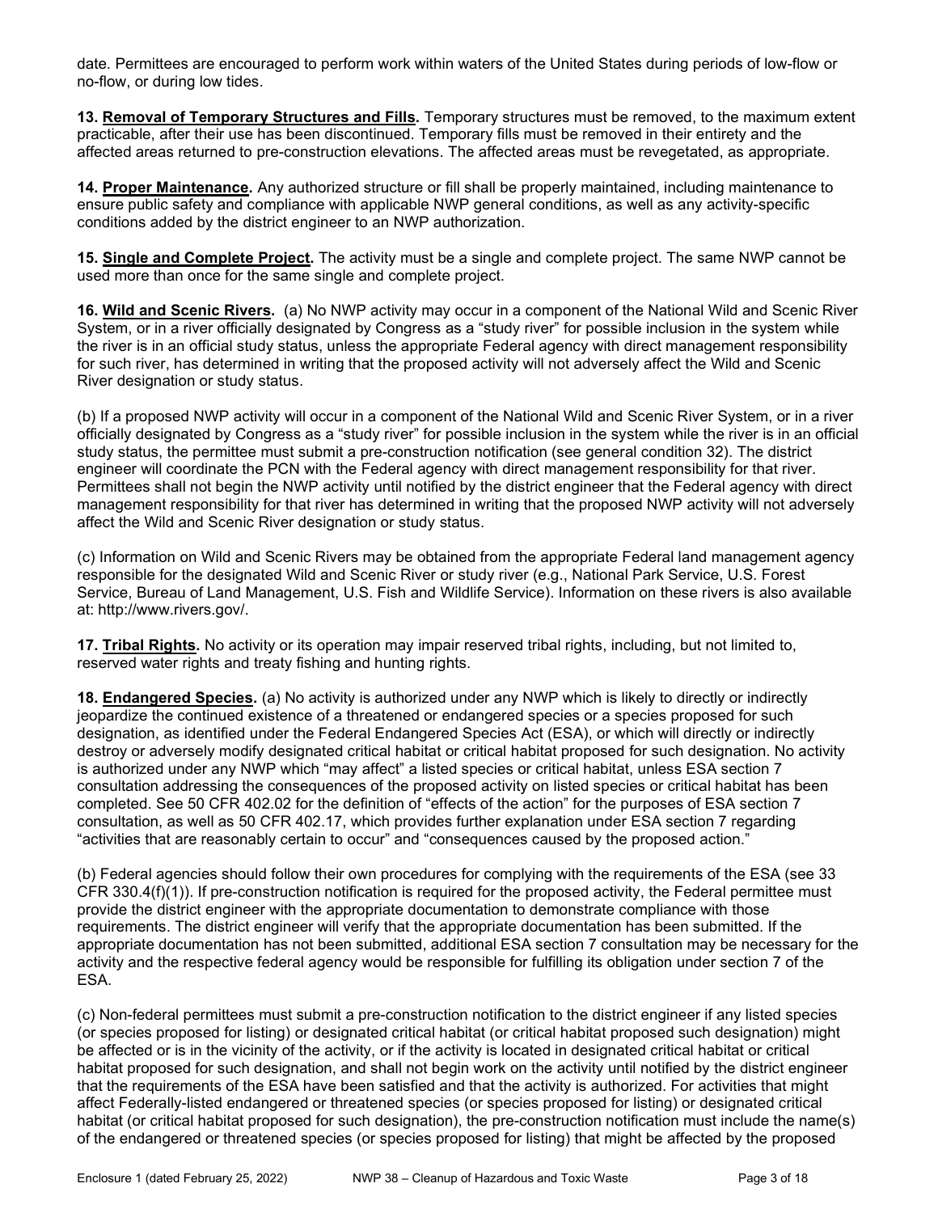date. Permittees are encouraged to perform work within waters of the United States during periods of low-flow or no-flow, or during low tides.

**13. Removal of Temporary Structures and Fills.** Temporary structures must be removed, to the maximum extent practicable, after their use has been discontinued. Temporary fills must be removed in their entirety and the affected areas returned to pre-construction elevations. The affected areas must be revegetated, as appropriate.

**14. Proper Maintenance.** Any authorized structure or fill shall be properly maintained, including maintenance to ensure public safety and compliance with applicable NWP general conditions, as well as any activity-specific conditions added by the district engineer to an NWP authorization.

**15. Single and Complete Project.** The activity must be a single and complete project. The same NWP cannot be used more than once for the same single and complete project.

**16. Wild and Scenic Rivers.** (a) No NWP activity may occur in a component of the National Wild and Scenic River System, or in a river officially designated by Congress as a "study river" for possible inclusion in the system while the river is in an official study status, unless the appropriate Federal agency with direct management responsibility for such river, has determined in writing that the proposed activity will not adversely affect the Wild and Scenic River designation or study status.

(b) If a proposed NWP activity will occur in a component of the National Wild and Scenic River System, or in a river officially designated by Congress as a "study river" for possible inclusion in the system while the river is in an official study status, the permittee must submit a pre-construction notification (see general condition 32). The district engineer will coordinate the PCN with the Federal agency with direct management responsibility for that river. Permittees shall not begin the NWP activity until notified by the district engineer that the Federal agency with direct management responsibility for that river has determined in writing that the proposed NWP activity will not adversely affect the Wild and Scenic River designation or study status.

(c) Information on Wild and Scenic Rivers may be obtained from the appropriate Federal land management agency responsible for the designated Wild and Scenic River or study river (e.g., National Park Service, U.S. Forest Service, Bureau of Land Management, U.S. Fish and Wildlife Service). Information on these rivers is also available at: http://www.rivers.gov/.

**17. Tribal Rights.** No activity or its operation may impair reserved tribal rights, including, but not limited to, reserved water rights and treaty fishing and hunting rights.

**18. Endangered Species.** (a) No activity is authorized under any NWP which is likely to directly or indirectly jeopardize the continued existence of a threatened or endangered species or a species proposed for such designation, as identified under the Federal Endangered Species Act (ESA), or which will directly or indirectly destroy or adversely modify designated critical habitat or critical habitat proposed for such designation. No activity is authorized under any NWP which "may affect" a listed species or critical habitat, unless ESA section 7 consultation addressing the consequences of the proposed activity on listed species or critical habitat has been completed. See 50 CFR 402.02 for the definition of "effects of the action" for the purposes of ESA section 7 consultation, as well as 50 CFR 402.17, which provides further explanation under ESA section 7 regarding "activities that are reasonably certain to occur" and "consequences caused by the proposed action."

(b) Federal agencies should follow their own procedures for complying with the requirements of the ESA (see 33 CFR 330.4(f)(1)). If pre-construction notification is required for the proposed activity, the Federal permittee must provide the district engineer with the appropriate documentation to demonstrate compliance with those requirements. The district engineer will verify that the appropriate documentation has been submitted. If the appropriate documentation has not been submitted, additional ESA section 7 consultation may be necessary for the activity and the respective federal agency would be responsible for fulfilling its obligation under section 7 of the ESA.

(c) Non-federal permittees must submit a pre-construction notification to the district engineer if any listed species (or species proposed for listing) or designated critical habitat (or critical habitat proposed such designation) might be affected or is in the vicinity of the activity, or if the activity is located in designated critical habitat or critical habitat proposed for such designation, and shall not begin work on the activity until notified by the district engineer that the requirements of the ESA have been satisfied and that the activity is authorized. For activities that might affect Federally-listed endangered or threatened species (or species proposed for listing) or designated critical habitat (or critical habitat proposed for such designation), the pre-construction notification must include the name(s) of the endangered or threatened species (or species proposed for listing) that might be affected by the proposed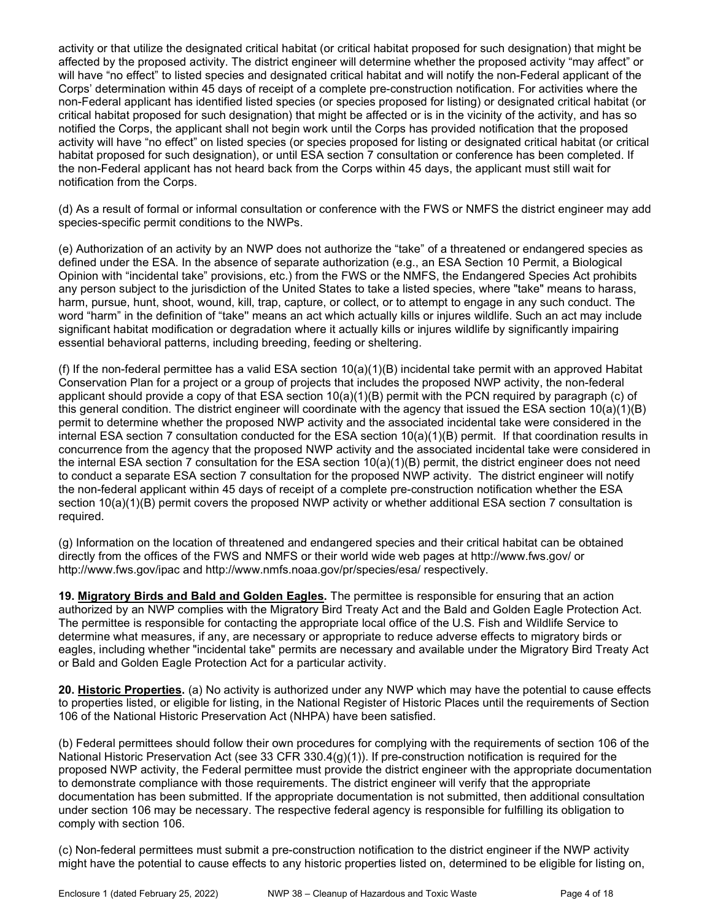activity or that utilize the designated critical habitat (or critical habitat proposed for such designation) that might be affected by the proposed activity. The district engineer will determine whether the proposed activity "may affect" or will have "no effect" to listed species and designated critical habitat and will notify the non-Federal applicant of the Corps' determination within 45 days of receipt of a complete pre-construction notification. For activities where the non-Federal applicant has identified listed species (or species proposed for listing) or designated critical habitat (or critical habitat proposed for such designation) that might be affected or is in the vicinity of the activity, and has so notified the Corps, the applicant shall not begin work until the Corps has provided notification that the proposed activity will have "no effect" on listed species (or species proposed for listing or designated critical habitat (or critical habitat proposed for such designation), or until ESA section 7 consultation or conference has been completed. If the non-Federal applicant has not heard back from the Corps within 45 days, the applicant must still wait for notification from the Corps.

(d) As a result of formal or informal consultation or conference with the FWS or NMFS the district engineer may add species-specific permit conditions to the NWPs.

(e) Authorization of an activity by an NWP does not authorize the "take" of a threatened or endangered species as defined under the ESA. In the absence of separate authorization (e.g., an ESA Section 10 Permit, a Biological Opinion with "incidental take" provisions, etc.) from the FWS or the NMFS, the Endangered Species Act prohibits any person subject to the jurisdiction of the United States to take a listed species, where "take" means to harass, harm, pursue, hunt, shoot, wound, kill, trap, capture, or collect, or to attempt to engage in any such conduct. The word "harm" in the definition of "take'' means an act which actually kills or injures wildlife. Such an act may include significant habitat modification or degradation where it actually kills or injures wildlife by significantly impairing essential behavioral patterns, including breeding, feeding or sheltering.

(f) If the non-federal permittee has a valid ESA section 10(a)(1)(B) incidental take permit with an approved Habitat Conservation Plan for a project or a group of projects that includes the proposed NWP activity, the non-federal applicant should provide a copy of that ESA section 10(a)(1)(B) permit with the PCN required by paragraph (c) of this general condition. The district engineer will coordinate with the agency that issued the ESA section 10(a)(1)(B) permit to determine whether the proposed NWP activity and the associated incidental take were considered in the internal ESA section 7 consultation conducted for the ESA section 10(a)(1)(B) permit. If that coordination results in concurrence from the agency that the proposed NWP activity and the associated incidental take were considered in the internal ESA section 7 consultation for the ESA section 10(a)(1)(B) permit, the district engineer does not need to conduct a separate ESA section 7 consultation for the proposed NWP activity. The district engineer will notify the non-federal applicant within 45 days of receipt of a complete pre-construction notification whether the ESA section 10(a)(1)(B) permit covers the proposed NWP activity or whether additional ESA section 7 consultation is required.

(g) Information on the location of threatened and endangered species and their critical habitat can be obtained directly from the offices of the FWS and NMFS or their world wide web pages at http://www.fws.gov/ or http://www.fws.gov/ipac and http://www.nmfs.noaa.gov/pr/species/esa/ respectively.

**19. Migratory Birds and Bald and Golden Eagles.** The permittee is responsible for ensuring that an action authorized by an NWP complies with the Migratory Bird Treaty Act and the Bald and Golden Eagle Protection Act. The permittee is responsible for contacting the appropriate local office of the U.S. Fish and Wildlife Service to determine what measures, if any, are necessary or appropriate to reduce adverse effects to migratory birds or eagles, including whether "incidental take" permits are necessary and available under the Migratory Bird Treaty Act or Bald and Golden Eagle Protection Act for a particular activity.

**20. Historic Properties.** (a) No activity is authorized under any NWP which may have the potential to cause effects to properties listed, or eligible for listing, in the National Register of Historic Places until the requirements of Section 106 of the National Historic Preservation Act (NHPA) have been satisfied.

(b) Federal permittees should follow their own procedures for complying with the requirements of section 106 of the National Historic Preservation Act (see 33 CFR 330.4(g)(1)). If pre-construction notification is required for the proposed NWP activity, the Federal permittee must provide the district engineer with the appropriate documentation to demonstrate compliance with those requirements. The district engineer will verify that the appropriate documentation has been submitted. If the appropriate documentation is not submitted, then additional consultation under section 106 may be necessary. The respective federal agency is responsible for fulfilling its obligation to comply with section 106.

(c) Non-federal permittees must submit a pre-construction notification to the district engineer if the NWP activity might have the potential to cause effects to any historic properties listed on, determined to be eligible for listing on,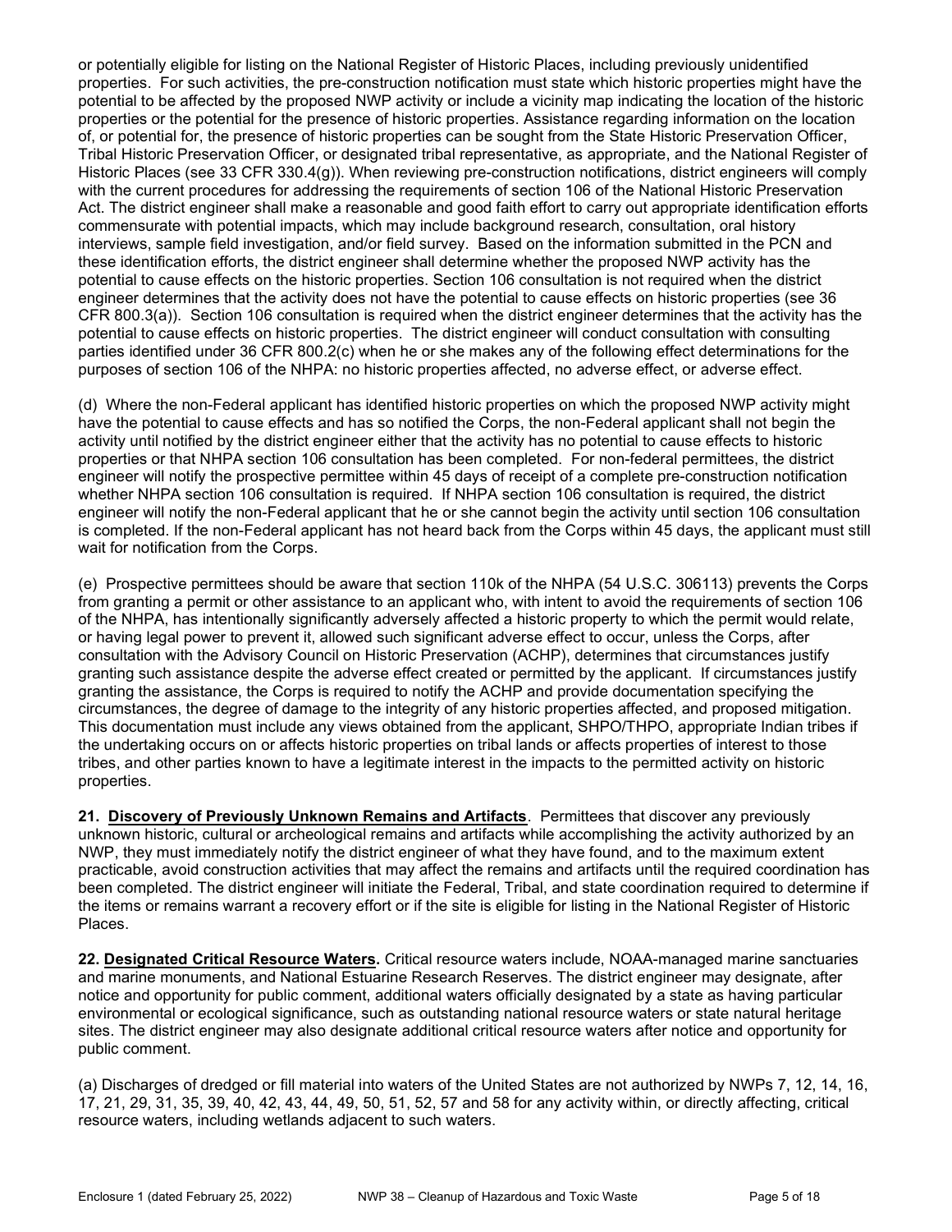or potentially eligible for listing on the National Register of Historic Places, including previously unidentified properties. For such activities, the pre-construction notification must state which historic properties might have the potential to be affected by the proposed NWP activity or include a vicinity map indicating the location of the historic properties or the potential for the presence of historic properties. Assistance regarding information on the location of, or potential for, the presence of historic properties can be sought from the State Historic Preservation Officer, Tribal Historic Preservation Officer, or designated tribal representative, as appropriate, and the National Register of Historic Places (see 33 CFR 330.4(g)). When reviewing pre-construction notifications, district engineers will comply with the current procedures for addressing the requirements of section 106 of the National Historic Preservation Act. The district engineer shall make a reasonable and good faith effort to carry out appropriate identification efforts commensurate with potential impacts, which may include background research, consultation, oral history interviews, sample field investigation, and/or field survey. Based on the information submitted in the PCN and these identification efforts, the district engineer shall determine whether the proposed NWP activity has the potential to cause effects on the historic properties. Section 106 consultation is not required when the district engineer determines that the activity does not have the potential to cause effects on historic properties (see 36 CFR 800.3(a)). Section 106 consultation is required when the district engineer determines that the activity has the potential to cause effects on historic properties. The district engineer will conduct consultation with consulting parties identified under 36 CFR 800.2(c) when he or she makes any of the following effect determinations for the purposes of section 106 of the NHPA: no historic properties affected, no adverse effect, or adverse effect.

(d) Where the non-Federal applicant has identified historic properties on which the proposed NWP activity might have the potential to cause effects and has so notified the Corps, the non-Federal applicant shall not begin the activity until notified by the district engineer either that the activity has no potential to cause effects to historic properties or that NHPA section 106 consultation has been completed. For non-federal permittees, the district engineer will notify the prospective permittee within 45 days of receipt of a complete pre-construction notification whether NHPA section 106 consultation is required. If NHPA section 106 consultation is required, the district engineer will notify the non-Federal applicant that he or she cannot begin the activity until section 106 consultation is completed. If the non-Federal applicant has not heard back from the Corps within 45 days, the applicant must still wait for notification from the Corps.

(e) Prospective permittees should be aware that section 110k of the NHPA (54 U.S.C. 306113) prevents the Corps from granting a permit or other assistance to an applicant who, with intent to avoid the requirements of section 106 of the NHPA, has intentionally significantly adversely affected a historic property to which the permit would relate, or having legal power to prevent it, allowed such significant adverse effect to occur, unless the Corps, after consultation with the Advisory Council on Historic Preservation (ACHP), determines that circumstances justify granting such assistance despite the adverse effect created or permitted by the applicant. If circumstances justify granting the assistance, the Corps is required to notify the ACHP and provide documentation specifying the circumstances, the degree of damage to the integrity of any historic properties affected, and proposed mitigation. This documentation must include any views obtained from the applicant, SHPO/THPO, appropriate Indian tribes if the undertaking occurs on or affects historic properties on tribal lands or affects properties of interest to those tribes, and other parties known to have a legitimate interest in the impacts to the permitted activity on historic properties.

**21. Discovery of Previously Unknown Remains and Artifacts**. Permittees that discover any previously unknown historic, cultural or archeological remains and artifacts while accomplishing the activity authorized by an NWP, they must immediately notify the district engineer of what they have found, and to the maximum extent practicable, avoid construction activities that may affect the remains and artifacts until the required coordination has been completed. The district engineer will initiate the Federal, Tribal, and state coordination required to determine if the items or remains warrant a recovery effort or if the site is eligible for listing in the National Register of Historic Places.

**22. Designated Critical Resource Waters.** Critical resource waters include, NOAA-managed marine sanctuaries and marine monuments, and National Estuarine Research Reserves. The district engineer may designate, after notice and opportunity for public comment, additional waters officially designated by a state as having particular environmental or ecological significance, such as outstanding national resource waters or state natural heritage sites. The district engineer may also designate additional critical resource waters after notice and opportunity for public comment.

(a) Discharges of dredged or fill material into waters of the United States are not authorized by NWPs 7, 12, 14, 16, 17, 21, 29, 31, 35, 39, 40, 42, 43, 44, 49, 50, 51, 52, 57 and 58 for any activity within, or directly affecting, critical resource waters, including wetlands adjacent to such waters.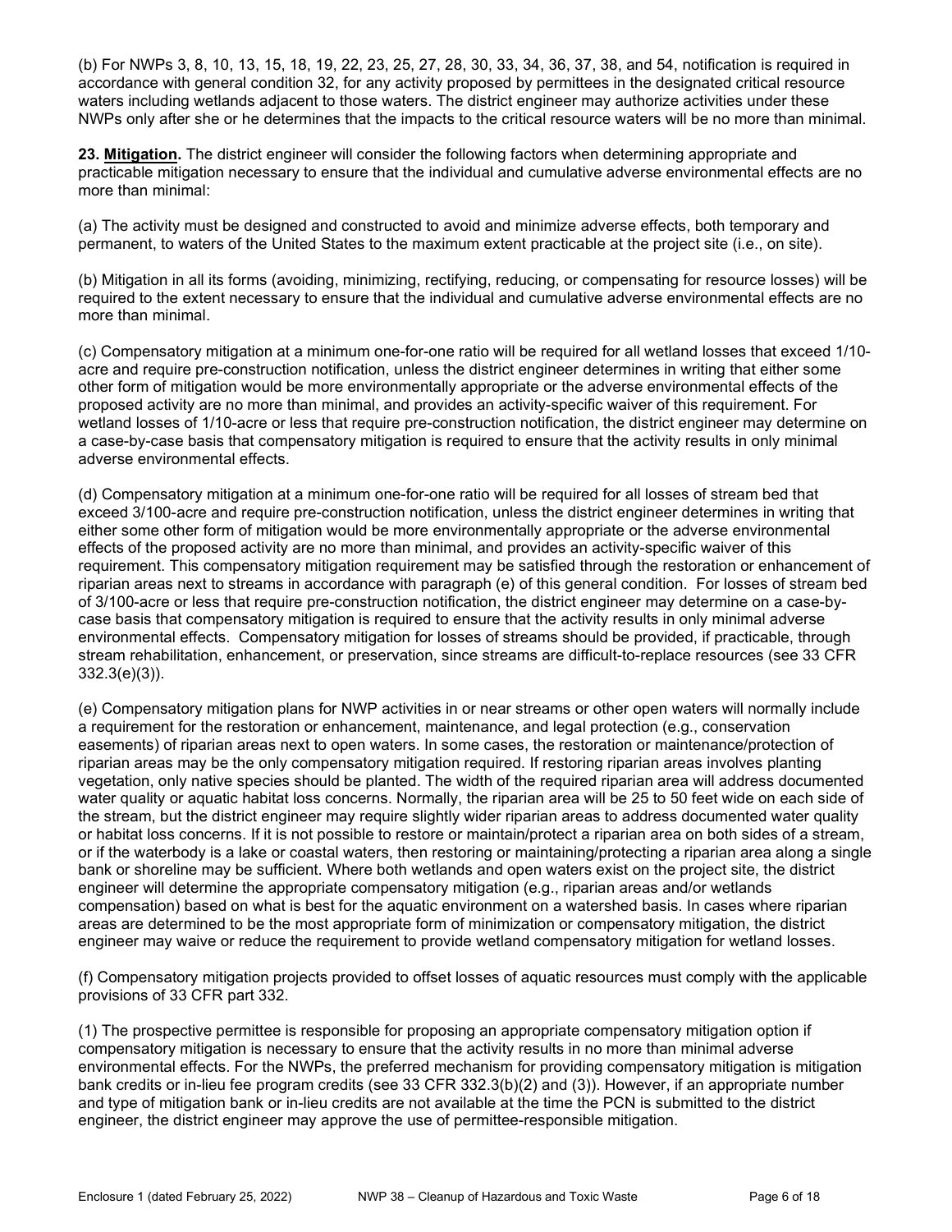(b) For NWPs 3, 8, 10, 13, 15, 18, 19, 22, 23, 25, 27, 28, 30, 33, 34, 36, 37, 38, and 54, notification is required in accordance with general condition 32, for any activity proposed by permittees in the designated critical resource waters including wetlands adjacent to those waters. The district engineer may authorize activities under these NWPs only after she or he determines that the impacts to the critical resource waters will be no more than minimal.

**23. Mitigation.** The district engineer will consider the following factors when determining appropriate and practicable mitigation necessary to ensure that the individual and cumulative adverse environmental effects are no more than minimal:

(a) The activity must be designed and constructed to avoid and minimize adverse effects, both temporary and permanent, to waters of the United States to the maximum extent practicable at the project site (i.e., on site).

(b) Mitigation in all its forms (avoiding, minimizing, rectifying, reducing, or compensating for resource losses) will be required to the extent necessary to ensure that the individual and cumulative adverse environmental effects are no more than minimal.

(c) Compensatory mitigation at a minimum one-for-one ratio will be required for all wetland losses that exceed 1/10-acre and require pre-construction notification, unless the district engineer determines in writing that either some other form of mitigation would be more environmentally appropriate or the adverse environmental effects of the proposed activity are no more than minimal, and provides an activity-specific waiver of this requirement. For wetland losses of 1/10-acre or less that require pre-construction notification, the district engineer may determine on a case-by-case basis that compensatory mitigation is required to ensure that the activity results in only minimal adverse environmental effects.

(d) Compensatory mitigation at a minimum one-for-one ratio will be required for all losses of stream bed that exceed 3/100-acre and require pre-construction notification, unless the district engineer determines in writing that either some other form of mitigation would be more environmentally appropriate or the adverse environmental effects of the proposed activity are no more than minimal, and provides an activity-specific waiver of this requirement. This compensatory mitigation requirement may be satisfied through the restoration or enhancement of riparian areas next to streams in accordance with paragraph (e) of this general condition. For losses of stream bed of 3/100-acre or less that require pre-construction notification, the district engineer may determine on a case-by-case basis that compensatory mitigation is required to ensure that the activity results in only minimal adverse environmental effects. Compensatory mitigation for losses of streams should be provided, if practicable, through stream rehabilitation, enhancement, or preservation, since streams are difficult-to-replace resources (see 33 CFR 332.3(e)(3)).

(e) Compensatory mitigation plans for NWP activities in or near streams or other open waters will normally include a requirement for the restoration or enhancement, maintenance, and legal protection (e.g., conservation easements) of riparian areas next to open waters. In some cases, the restoration or maintenance/protection of riparian areas may be the only compensatory mitigation required. If restoring riparian areas involves planting vegetation, only native species should be planted. The width of the required riparian area will address documented water quality or aquatic habitat loss concerns. Normally, the riparian area will be 25 to 50 feet wide on each side of the stream, but the district engineer may require slightly wider riparian areas to address documented water quality or habitat loss concerns. If it is not possible to restore or maintain/protect a riparian area on both sides of a stream, or if the waterbody is a lake or coastal waters, then restoring or maintaining/protecting a riparian area along a single bank or shoreline may be sufficient. Where both wetlands and open waters exist on the project site, the district engineer will determine the appropriate compensatory mitigation (e.g., riparian areas and/or wetlands compensation) based on what is best for the aquatic environment on a watershed basis. In cases where riparian areas are determined to be the most appropriate form of minimization or compensatory mitigation, the district engineer may waive or reduce the requirement to provide wetland compensatory mitigation for wetland losses.

(f) Compensatory mitigation projects provided to offset losses of aquatic resources must comply with the applicable provisions of 33 CFR part 332.

(1) The prospective permittee is responsible for proposing an appropriate compensatory mitigation option if compensatory mitigation is necessary to ensure that the activity results in no more than minimal adverse environmental effects. For the NWPs, the preferred mechanism for providing compensatory mitigation is mitigation bank credits or in-lieu fee program credits (see 33 CFR 332.3(b)(2) and (3)). However, if an appropriate number and type of mitigation bank or in-lieu credits are not available at the time the PCN is submitted to the district engineer, the district engineer may approve the use of permittee-responsible mitigation.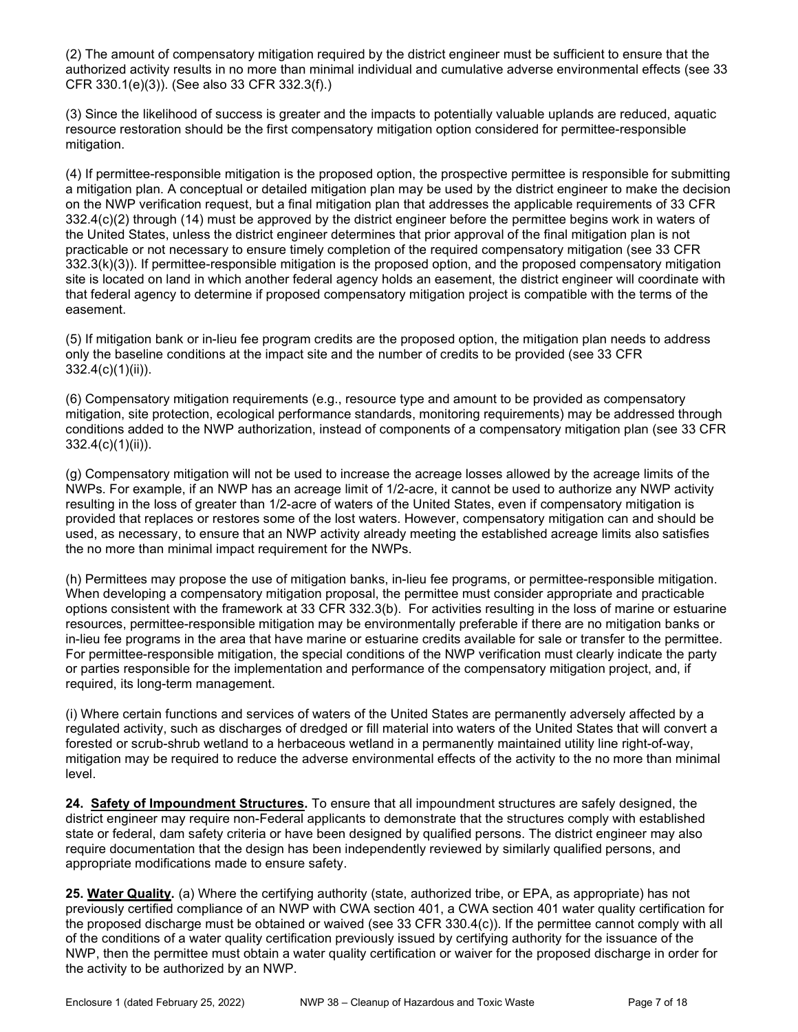(2) The amount of compensatory mitigation required by the district engineer must be sufficient to ensure that the authorized activity results in no more than minimal individual and cumulative adverse environmental effects (see 33 CFR 330.1(e)(3)). (See also 33 CFR 332.3(f).)

(3) Since the likelihood of success is greater and the impacts to potentially valuable uplands are reduced, aquatic resource restoration should be the first compensatory mitigation option considered for permittee-responsible mitigation.

(4) If permittee-responsible mitigation is the proposed option, the prospective permittee is responsible for submitting a mitigation plan. A conceptual or detailed mitigation plan may be used by the district engineer to make the decision on the NWP verification request, but a final mitigation plan that addresses the applicable requirements of 33 CFR 332.4(c)(2) through (14) must be approved by the district engineer before the permittee begins work in waters of the United States, unless the district engineer determines that prior approval of the final mitigation plan is not practicable or not necessary to ensure timely completion of the required compensatory mitigation (see 33 CFR 332.3(k)(3)). If permittee-responsible mitigation is the proposed option, and the proposed compensatory mitigation site is located on land in which another federal agency holds an easement, the district engineer will coordinate with that federal agency to determine if proposed compensatory mitigation project is compatible with the terms of the easement.

(5) If mitigation bank or in-lieu fee program credits are the proposed option, the mitigation plan needs to address only the baseline conditions at the impact site and the number of credits to be provided (see 33 CFR 332.4(c)(1)(ii)).

(6) Compensatory mitigation requirements (e.g., resource type and amount to be provided as compensatory mitigation, site protection, ecological performance standards, monitoring requirements) may be addressed through conditions added to the NWP authorization, instead of components of a compensatory mitigation plan (see 33 CFR 332.4(c)(1)(ii)).

(g) Compensatory mitigation will not be used to increase the acreage losses allowed by the acreage limits of the NWPs. For example, if an NWP has an acreage limit of 1/2-acre, it cannot be used to authorize any NWP activity resulting in the loss of greater than 1/2-acre of waters of the United States, even if compensatory mitigation is provided that replaces or restores some of the lost waters. However, compensatory mitigation can and should be used, as necessary, to ensure that an NWP activity already meeting the established acreage limits also satisfies the no more than minimal impact requirement for the NWPs.

(h) Permittees may propose the use of mitigation banks, in-lieu fee programs, or permittee-responsible mitigation. When developing a compensatory mitigation proposal, the permittee must consider appropriate and practicable options consistent with the framework at 33 CFR 332.3(b). For activities resulting in the loss of marine or estuarine resources, permittee-responsible mitigation may be environmentally preferable if there are no mitigation banks or in-lieu fee programs in the area that have marine or estuarine credits available for sale or transfer to the permittee. For permittee-responsible mitigation, the special conditions of the NWP verification must clearly indicate the party or parties responsible for the implementation and performance of the compensatory mitigation project, and, if required, its long-term management.

(i) Where certain functions and services of waters of the United States are permanently adversely affected by a regulated activity, such as discharges of dredged or fill material into waters of the United States that will convert a forested or scrub-shrub wetland to a herbaceous wetland in a permanently maintained utility line right-of-way, mitigation may be required to reduce the adverse environmental effects of the activity to the no more than minimal level.

**24. Safety of Impoundment Structures.** To ensure that all impoundment structures are safely designed, the district engineer may require non-Federal applicants to demonstrate that the structures comply with established state or federal, dam safety criteria or have been designed by qualified persons. The district engineer may also require documentation that the design has been independently reviewed by similarly qualified persons, and appropriate modifications made to ensure safety.

**25. Water Quality.** (a) Where the certifying authority (state, authorized tribe, or EPA, as appropriate) has not previously certified compliance of an NWP with CWA section 401, a CWA section 401 water quality certification for the proposed discharge must be obtained or waived (see 33 CFR 330.4(c)). If the permittee cannot comply with all of the conditions of a water quality certification previously issued by certifying authority for the issuance of the NWP, then the permittee must obtain a water quality certification or waiver for the proposed discharge in order for the activity to be authorized by an NWP.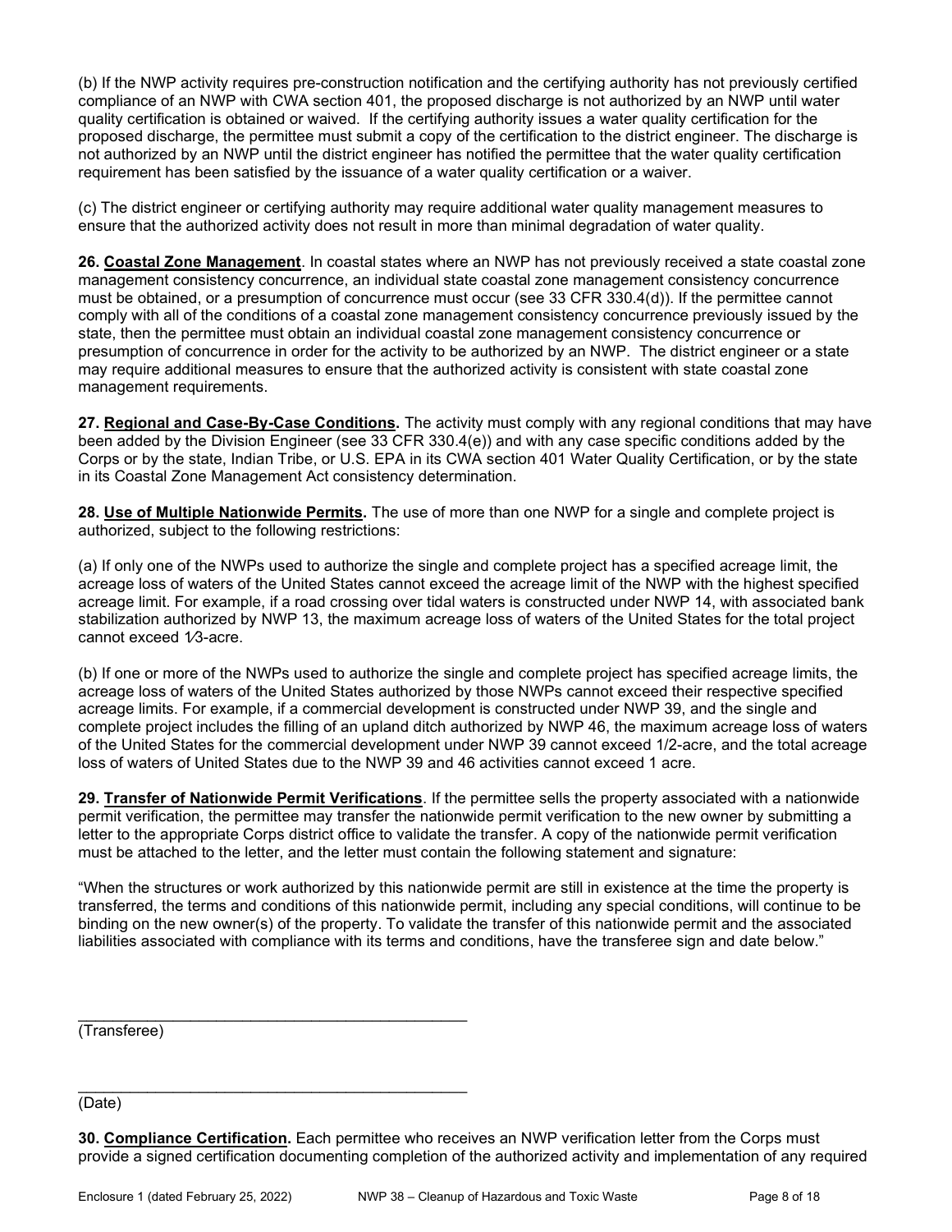(b) If the NWP activity requires pre-construction notification and the certifying authority has not previously certified compliance of an NWP with CWA section 401, the proposed discharge is not authorized by an NWP until water quality certification is obtained or waived. If the certifying authority issues a water quality certification for the proposed discharge, the permittee must submit a copy of the certification to the district engineer. The discharge is not authorized by an NWP until the district engineer has notified the permittee that the water quality certification requirement has been satisfied by the issuance of a water quality certification or a waiver.

(c) The district engineer or certifying authority may require additional water quality management measures to ensure that the authorized activity does not result in more than minimal degradation of water quality.

**26. <u>Coastal Zone Management</u>**. In coastal states where an NWP has not previously received a state coastal zone management consistency concurrence, an individual state coastal zone management consistency concurrence must be obtained, or a presumption of concurrence must occur (see 33 CFR 330.4(d)). If the permittee cannot comply with all of the conditions of a coastal zone management consistency concurrence previously issued by the state, then the permittee must obtain an individual coastal zone management consistency concurrence or presumption of concurrence in order for the activity to be authorized by an NWP. The district engineer or a state may require additional measures to ensure that the authorized activity is consistent with state coastal zone management requirements.

**27. <u>Regional and Case-By-Case Conditions.</u>** The activity must comply with any regional conditions that may have been added by the Division Engineer (see 33 CFR 330.4(e)) and with any case specific conditions added by the Corps or by the state, Indian Tribe, or U.S. EPA in its CWA section 401 Water Quality Certification, or by the state in its Coastal Zone Management Act consistency determination.

**28. <u>Use of Multiple Nationwide Permits.</u>** The use of more than one NWP for a single and complete project is authorized, subject to the following restrictions:

(a) If only one of the NWPs used to authorize the single and complete project has a specified acreage limit, the acreage loss of waters of the United States cannot exceed the acreage limit of the NWP with the highest specified acreage limit. For example, if a road crossing over tidal waters is constructed under NWP 14, with associated bank stabilization authorized by NWP 13, the maximum acreage loss of waters of the United States for the total project cannot exceed 1/3-acre.

(b) If one or more of the NWPs used to authorize the single and complete project has specified acreage limits, the acreage loss of waters of the United States authorized by those NWPs cannot exceed their respective specified acreage limits. For example, if a commercial development is constructed under NWP 39, and the single and complete project includes the filling of an upland ditch authorized by NWP 46, the maximum acreage loss of waters of the United States for the commercial development under NWP 39 cannot exceed 1/2-acre, and the total acreage loss of waters of United States due to the NWP 39 and 46 activities cannot exceed 1 acre.

**29. <u>Transfer of Nationwide Permit Verifications</u>**. If the permittee sells the property associated with a nationwide permit verification, the permittee may transfer the nationwide permit verification to the new owner by submitting a letter to the appropriate Corps district office to validate the transfer. A copy of the nationwide permit verification must be attached to the letter, and the letter must contain the following statement and signature:

"When the structures or work authorized by this nationwide permit are still in existence at the time the property is transferred, the terms and conditions of this nationwide permit, including any special conditions, will continue to be binding on the new owner(s) of the property. To validate the transfer of this nationwide permit and the associated liabilities associated with compliance with its terms and conditions, have the transferee sign and date below."

_______________________________________________
(Transferee)

_______________________________________________
(Date)

**30. <u>Compliance Certification.</u>** Each permittee who receives an NWP verification letter from the Corps must provide a signed certification documenting completion of the authorized activity and implementation of any required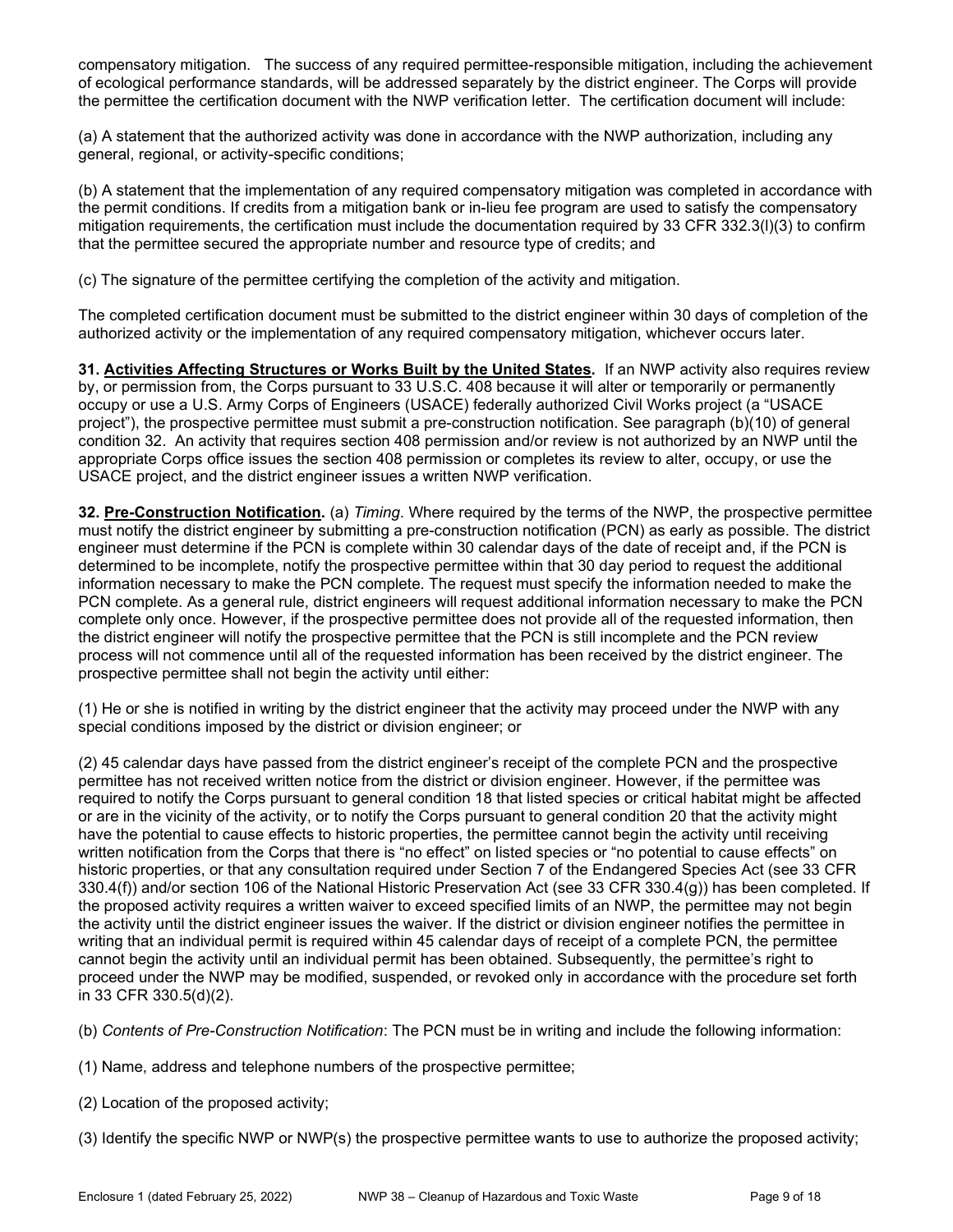compensatory mitigation. The success of any required permittee-responsible mitigation, including the achievement of ecological performance standards, will be addressed separately by the district engineer. The Corps will provide the permittee the certification document with the NWP verification letter. The certification document will include:

(a) A statement that the authorized activity was done in accordance with the NWP authorization, including any general, regional, or activity-specific conditions;

(b) A statement that the implementation of any required compensatory mitigation was completed in accordance with the permit conditions. If credits from a mitigation bank or in-lieu fee program are used to satisfy the compensatory mitigation requirements, the certification must include the documentation required by 33 CFR 332.3(l)(3) to confirm that the permittee secured the appropriate number and resource type of credits; and

(c) The signature of the permittee certifying the completion of the activity and mitigation.

The completed certification document must be submitted to the district engineer within 30 days of completion of the authorized activity or the implementation of any required compensatory mitigation, whichever occurs later.

**31. <u>Activities Affecting Structures or Works Built by the United States</u>.** If an NWP activity also requires review by, or permission from, the Corps pursuant to 33 U.S.C. 408 because it will alter or temporarily or permanently occupy or use a U.S. Army Corps of Engineers (USACE) federally authorized Civil Works project (a "USACE project"), the prospective permittee must submit a pre-construction notification. See paragraph (b)(10) of general condition 32. An activity that requires section 408 permission and/or review is not authorized by an NWP until the appropriate Corps office issues the section 408 permission or completes its review to alter, occupy, or use the USACE project, and the district engineer issues a written NWP verification.

**32. <u>Pre-Construction Notification</u>.** (a) *Timing*. Where required by the terms of the NWP, the prospective permittee must notify the district engineer by submitting a pre-construction notification (PCN) as early as possible. The district engineer must determine if the PCN is complete within 30 calendar days of the date of receipt and, if the PCN is determined to be incomplete, notify the prospective permittee within that 30 day period to request the additional information necessary to make the PCN complete. The request must specify the information needed to make the PCN complete. As a general rule, district engineers will request additional information necessary to make the PCN complete only once. However, if the prospective permittee does not provide all of the requested information, then the district engineer will notify the prospective permittee that the PCN is still incomplete and the PCN review process will not commence until all of the requested information has been received by the district engineer. The prospective permittee shall not begin the activity until either:

(1) He or she is notified in writing by the district engineer that the activity may proceed under the NWP with any special conditions imposed by the district or division engineer; or

(2) 45 calendar days have passed from the district engineer's receipt of the complete PCN and the prospective permittee has not received written notice from the district or division engineer. However, if the permittee was required to notify the Corps pursuant to general condition 18 that listed species or critical habitat might be affected or are in the vicinity of the activity, or to notify the Corps pursuant to general condition 20 that the activity might have the potential to cause effects to historic properties, the permittee cannot begin the activity until receiving written notification from the Corps that there is "no effect" on listed species or "no potential to cause effects" on historic properties, or that any consultation required under Section 7 of the Endangered Species Act (see 33 CFR 330.4(f)) and/or section 106 of the National Historic Preservation Act (see 33 CFR 330.4(g)) has been completed. If the proposed activity requires a written waiver to exceed specified limits of an NWP, the permittee may not begin the activity until the district engineer issues the waiver. If the district or division engineer notifies the permittee in writing that an individual permit is required within 45 calendar days of receipt of a complete PCN, the permittee cannot begin the activity until an individual permit has been obtained. Subsequently, the permittee's right to proceed under the NWP may be modified, suspended, or revoked only in accordance with the procedure set forth in 33 CFR 330.5(d)(2).

(b) *Contents of Pre-Construction Notification*: The PCN must be in writing and include the following information:

(1) Name, address and telephone numbers of the prospective permittee;

(2) Location of the proposed activity;

(3) Identify the specific NWP or NWP(s) the prospective permittee wants to use to authorize the proposed activity;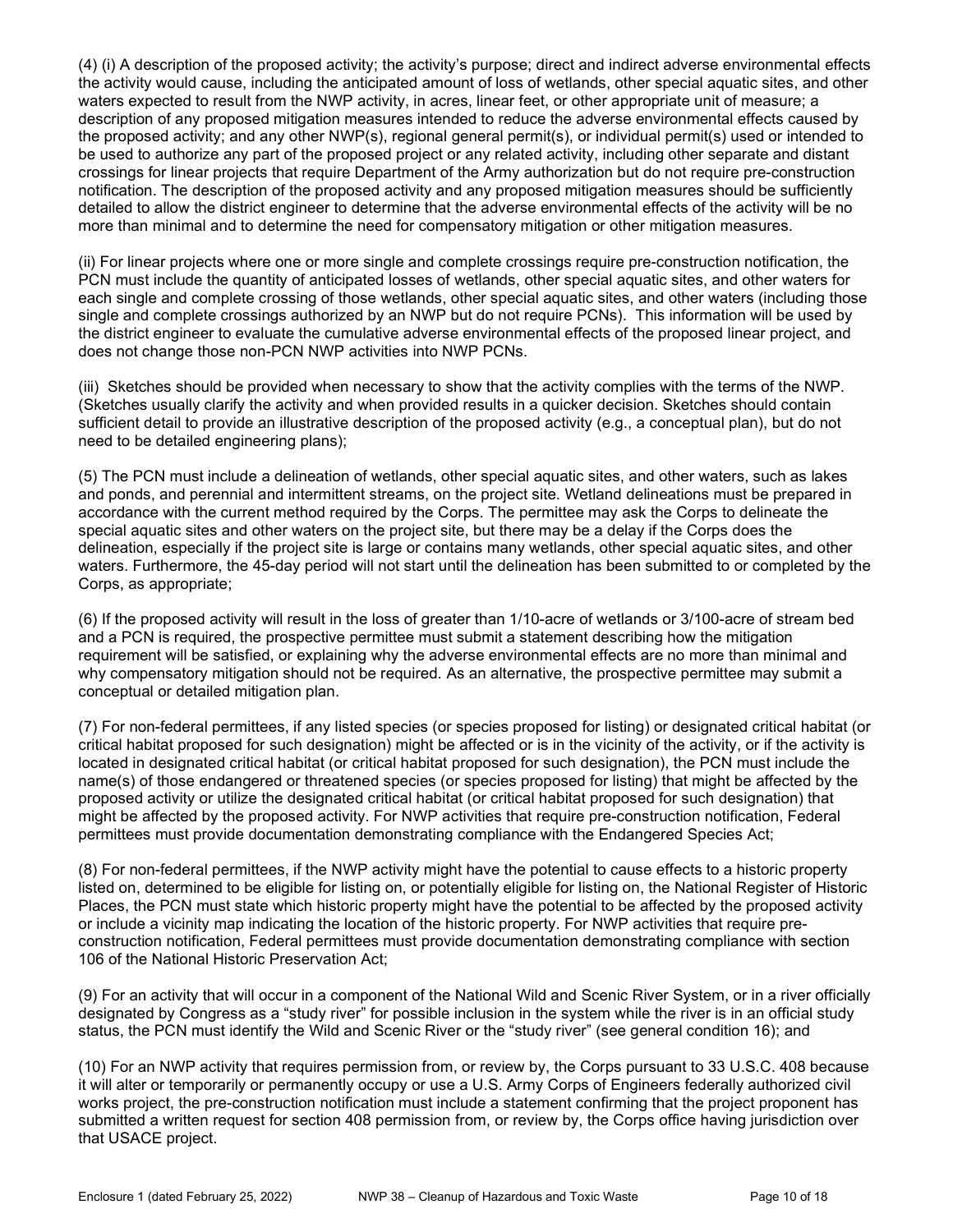(4) (i) A description of the proposed activity; the activity's purpose; direct and indirect adverse environmental effects the activity would cause, including the anticipated amount of loss of wetlands, other special aquatic sites, and other waters expected to result from the NWP activity, in acres, linear feet, or other appropriate unit of measure; a description of any proposed mitigation measures intended to reduce the adverse environmental effects caused by the proposed activity; and any other NWP(s), regional general permit(s), or individual permit(s) used or intended to be used to authorize any part of the proposed project or any related activity, including other separate and distant crossings for linear projects that require Department of the Army authorization but do not require pre-construction notification. The description of the proposed activity and any proposed mitigation measures should be sufficiently detailed to allow the district engineer to determine that the adverse environmental effects of the activity will be no more than minimal and to determine the need for compensatory mitigation or other mitigation measures.

(ii) For linear projects where one or more single and complete crossings require pre-construction notification, the PCN must include the quantity of anticipated losses of wetlands, other special aquatic sites, and other waters for each single and complete crossing of those wetlands, other special aquatic sites, and other waters (including those single and complete crossings authorized by an NWP but do not require PCNs). This information will be used by the district engineer to evaluate the cumulative adverse environmental effects of the proposed linear project, and does not change those non-PCN NWP activities into NWP PCNs.

(iii) Sketches should be provided when necessary to show that the activity complies with the terms of the NWP. (Sketches usually clarify the activity and when provided results in a quicker decision. Sketches should contain sufficient detail to provide an illustrative description of the proposed activity (e.g., a conceptual plan), but do not need to be detailed engineering plans);

(5) The PCN must include a delineation of wetlands, other special aquatic sites, and other waters, such as lakes and ponds, and perennial and intermittent streams, on the project site. Wetland delineations must be prepared in accordance with the current method required by the Corps. The permittee may ask the Corps to delineate the special aquatic sites and other waters on the project site, but there may be a delay if the Corps does the delineation, especially if the project site is large or contains many wetlands, other special aquatic sites, and other waters. Furthermore, the 45-day period will not start until the delineation has been submitted to or completed by the Corps, as appropriate;

(6) If the proposed activity will result in the loss of greater than 1/10-acre of wetlands or 3/100-acre of stream bed and a PCN is required, the prospective permittee must submit a statement describing how the mitigation requirement will be satisfied, or explaining why the adverse environmental effects are no more than minimal and why compensatory mitigation should not be required. As an alternative, the prospective permittee may submit a conceptual or detailed mitigation plan.

(7) For non-federal permittees, if any listed species (or species proposed for listing) or designated critical habitat (or critical habitat proposed for such designation) might be affected or is in the vicinity of the activity, or if the activity is located in designated critical habitat (or critical habitat proposed for such designation), the PCN must include the name(s) of those endangered or threatened species (or species proposed for listing) that might be affected by the proposed activity or utilize the designated critical habitat (or critical habitat proposed for such designation) that might be affected by the proposed activity. For NWP activities that require pre-construction notification, Federal permittees must provide documentation demonstrating compliance with the Endangered Species Act;

(8) For non-federal permittees, if the NWP activity might have the potential to cause effects to a historic property listed on, determined to be eligible for listing on, or potentially eligible for listing on, the National Register of Historic Places, the PCN must state which historic property might have the potential to be affected by the proposed activity or include a vicinity map indicating the location of the historic property. For NWP activities that require pre-construction notification, Federal permittees must provide documentation demonstrating compliance with section 106 of the National Historic Preservation Act;

(9) For an activity that will occur in a component of the National Wild and Scenic River System, or in a river officially designated by Congress as a "study river" for possible inclusion in the system while the river is in an official study status, the PCN must identify the Wild and Scenic River or the "study river" (see general condition 16); and

(10) For an NWP activity that requires permission from, or review by, the Corps pursuant to 33 U.S.C. 408 because it will alter or temporarily or permanently occupy or use a U.S. Army Corps of Engineers federally authorized civil works project, the pre-construction notification must include a statement confirming that the project proponent has submitted a written request for section 408 permission from, or review by, the Corps office having jurisdiction over that USACE project.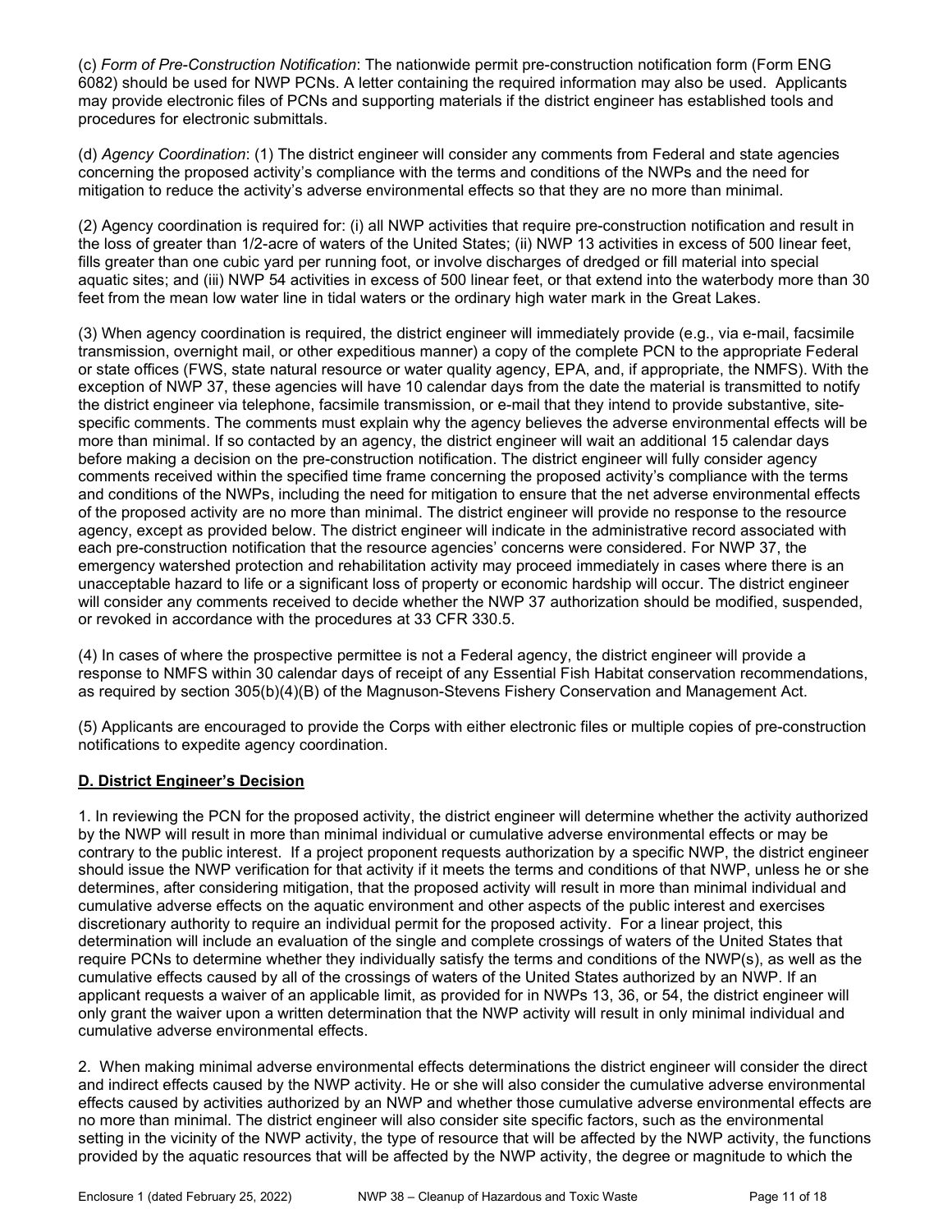(c) *Form of Pre-Construction Notification*: The nationwide permit pre-construction notification form (Form ENG 6082) should be used for NWP PCNs. A letter containing the required information may also be used. Applicants may provide electronic files of PCNs and supporting materials if the district engineer has established tools and procedures for electronic submittals.

(d) *Agency Coordination*: (1) The district engineer will consider any comments from Federal and state agencies concerning the proposed activity's compliance with the terms and conditions of the NWPs and the need for mitigation to reduce the activity's adverse environmental effects so that they are no more than minimal.

(2) Agency coordination is required for: (i) all NWP activities that require pre-construction notification and result in the loss of greater than 1/2-acre of waters of the United States; (ii) NWP 13 activities in excess of 500 linear feet, fills greater than one cubic yard per running foot, or involve discharges of dredged or fill material into special aquatic sites; and (iii) NWP 54 activities in excess of 500 linear feet, or that extend into the waterbody more than 30 feet from the mean low water line in tidal waters or the ordinary high water mark in the Great Lakes.

(3) When agency coordination is required, the district engineer will immediately provide (e.g., via e-mail, facsimile transmission, overnight mail, or other expeditious manner) a copy of the complete PCN to the appropriate Federal or state offices (FWS, state natural resource or water quality agency, EPA, and, if appropriate, the NMFS). With the exception of NWP 37, these agencies will have 10 calendar days from the date the material is transmitted to notify the district engineer via telephone, facsimile transmission, or e-mail that they intend to provide substantive, site-specific comments. The comments must explain why the agency believes the adverse environmental effects will be more than minimal. If so contacted by an agency, the district engineer will wait an additional 15 calendar days before making a decision on the pre-construction notification. The district engineer will fully consider agency comments received within the specified time frame concerning the proposed activity's compliance with the terms and conditions of the NWPs, including the need for mitigation to ensure that the net adverse environmental effects of the proposed activity are no more than minimal. The district engineer will provide no response to the resource agency, except as provided below. The district engineer will indicate in the administrative record associated with each pre-construction notification that the resource agencies' concerns were considered. For NWP 37, the emergency watershed protection and rehabilitation activity may proceed immediately in cases where there is an unacceptable hazard to life or a significant loss of property or economic hardship will occur. The district engineer will consider any comments received to decide whether the NWP 37 authorization should be modified, suspended, or revoked in accordance with the procedures at 33 CFR 330.5.

(4) In cases of where the prospective permittee is not a Federal agency, the district engineer will provide a response to NMFS within 30 calendar days of receipt of any Essential Fish Habitat conservation recommendations, as required by section 305(b)(4)(B) of the Magnuson-Stevens Fishery Conservation and Management Act.

(5) Applicants are encouraged to provide the Corps with either electronic files or multiple copies of pre-construction notifications to expedite agency coordination.

## D. District Engineer's Decision

1. In reviewing the PCN for the proposed activity, the district engineer will determine whether the activity authorized by the NWP will result in more than minimal individual or cumulative adverse environmental effects or may be contrary to the public interest. If a project proponent requests authorization by a specific NWP, the district engineer should issue the NWP verification for that activity if it meets the terms and conditions of that NWP, unless he or she determines, after considering mitigation, that the proposed activity will result in more than minimal individual and cumulative adverse effects on the aquatic environment and other aspects of the public interest and exercises discretionary authority to require an individual permit for the proposed activity. For a linear project, this determination will include an evaluation of the single and complete crossings of waters of the United States that require PCNs to determine whether they individually satisfy the terms and conditions of the NWP(s), as well as the cumulative effects caused by all of the crossings of waters of the United States authorized by an NWP. If an applicant requests a waiver of an applicable limit, as provided for in NWPs 13, 36, or 54, the district engineer will only grant the waiver upon a written determination that the NWP activity will result in only minimal individual and cumulative adverse environmental effects.

2. When making minimal adverse environmental effects determinations the district engineer will consider the direct and indirect effects caused by the NWP activity. He or she will also consider the cumulative adverse environmental effects caused by activities authorized by an NWP and whether those cumulative adverse environmental effects are no more than minimal. The district engineer will also consider site specific factors, such as the environmental setting in the vicinity of the NWP activity, the type of resource that will be affected by the NWP activity, the functions provided by the aquatic resources that will be affected by the NWP activity, the degree or magnitude to which the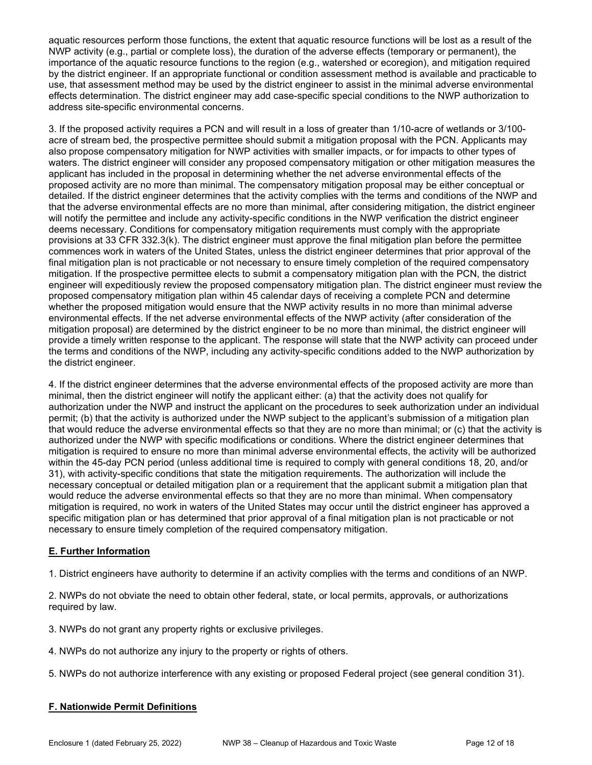aquatic resources perform those functions, the extent that aquatic resource functions will be lost as a result of the NWP activity (e.g., partial or complete loss), the duration of the adverse effects (temporary or permanent), the importance of the aquatic resource functions to the region (e.g., watershed or ecoregion), and mitigation required by the district engineer. If an appropriate functional or condition assessment method is available and practicable to use, that assessment method may be used by the district engineer to assist in the minimal adverse environmental effects determination. The district engineer may add case-specific special conditions to the NWP authorization to address site-specific environmental concerns.

3. If the proposed activity requires a PCN and will result in a loss of greater than 1/10-acre of wetlands or 3/100-acre of stream bed, the prospective permittee should submit a mitigation proposal with the PCN. Applicants may also propose compensatory mitigation for NWP activities with smaller impacts, or for impacts to other types of waters. The district engineer will consider any proposed compensatory mitigation or other mitigation measures the applicant has included in the proposal in determining whether the net adverse environmental effects of the proposed activity are no more than minimal. The compensatory mitigation proposal may be either conceptual or detailed. If the district engineer determines that the activity complies with the terms and conditions of the NWP and that the adverse environmental effects are no more than minimal, after considering mitigation, the district engineer will notify the permittee and include any activity-specific conditions in the NWP verification the district engineer deems necessary. Conditions for compensatory mitigation requirements must comply with the appropriate provisions at 33 CFR 332.3(k). The district engineer must approve the final mitigation plan before the permittee commences work in waters of the United States, unless the district engineer determines that prior approval of the final mitigation plan is not practicable or not necessary to ensure timely completion of the required compensatory mitigation. If the prospective permittee elects to submit a compensatory mitigation plan with the PCN, the district engineer will expeditiously review the proposed compensatory mitigation plan. The district engineer must review the proposed compensatory mitigation plan within 45 calendar days of receiving a complete PCN and determine whether the proposed mitigation would ensure that the NWP activity results in no more than minimal adverse environmental effects. If the net adverse environmental effects of the NWP activity (after consideration of the mitigation proposal) are determined by the district engineer to be no more than minimal, the district engineer will provide a timely written response to the applicant. The response will state that the NWP activity can proceed under the terms and conditions of the NWP, including any activity-specific conditions added to the NWP authorization by the district engineer.

4. If the district engineer determines that the adverse environmental effects of the proposed activity are more than minimal, then the district engineer will notify the applicant either: (a) that the activity does not qualify for authorization under the NWP and instruct the applicant on the procedures to seek authorization under an individual permit; (b) that the activity is authorized under the NWP subject to the applicant's submission of a mitigation plan that would reduce the adverse environmental effects so that they are no more than minimal; or (c) that the activity is authorized under the NWP with specific modifications or conditions. Where the district engineer determines that mitigation is required to ensure no more than minimal adverse environmental effects, the activity will be authorized within the 45-day PCN period (unless additional time is required to comply with general conditions 18, 20, and/or 31), with activity-specific conditions that state the mitigation requirements. The authorization will include the necessary conceptual or detailed mitigation plan or a requirement that the applicant submit a mitigation plan that would reduce the adverse environmental effects so that they are no more than minimal. When compensatory mitigation is required, no work in waters of the United States may occur until the district engineer has approved a specific mitigation plan or has determined that prior approval of a final mitigation plan is not practicable or not necessary to ensure timely completion of the required compensatory mitigation.

## E. Further Information

1. District engineers have authority to determine if an activity complies with the terms and conditions of an NWP.

2. NWPs do not obviate the need to obtain other federal, state, or local permits, approvals, or authorizations required by law.

3. NWPs do not grant any property rights or exclusive privileges.

4. NWPs do not authorize any injury to the property or rights of others.

5. NWPs do not authorize interference with any existing or proposed Federal project (see general condition 31).

## F. Nationwide Permit Definitions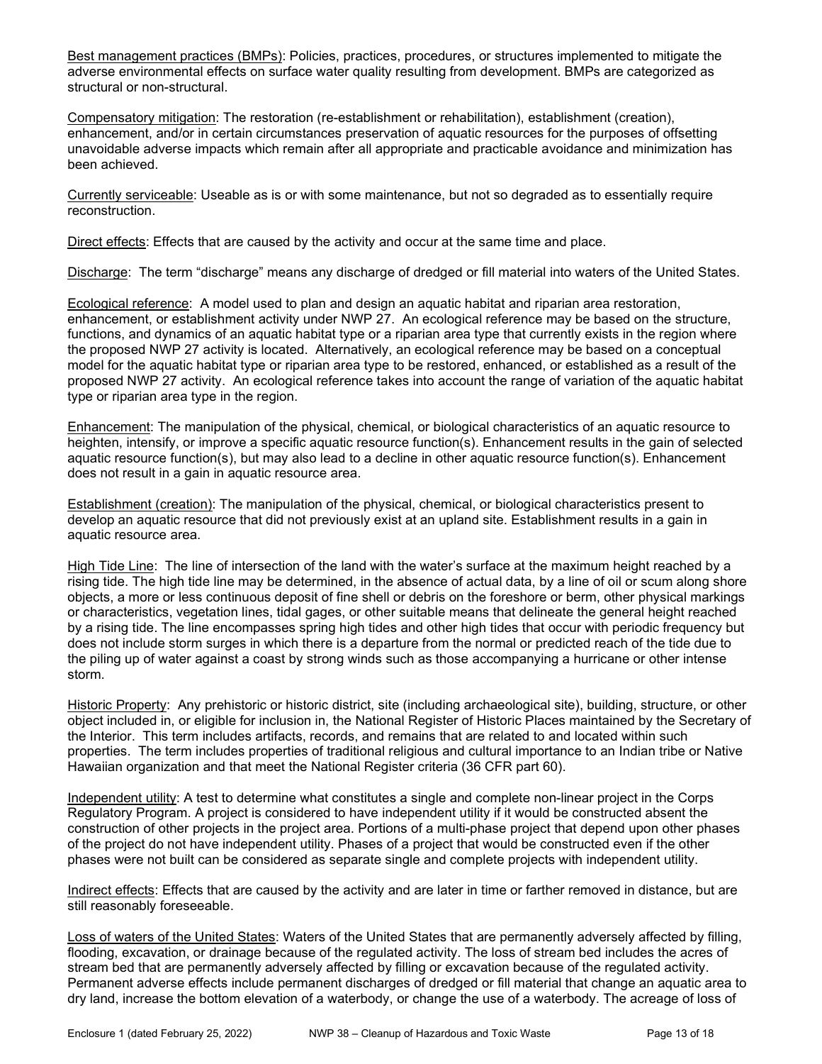<u>Best management practices (BMPs)</u>: Policies, practices, procedures, or structures implemented to mitigate the adverse environmental effects on surface water quality resulting from development. BMPs are categorized as structural or non-structural.

<u>Compensatory mitigation</u>: The restoration (re-establishment or rehabilitation), establishment (creation), enhancement, and/or in certain circumstances preservation of aquatic resources for the purposes of offsetting unavoidable adverse impacts which remain after all appropriate and practicable avoidance and minimization has been achieved.

<u>Currently serviceable</u>: Useable as is or with some maintenance, but not so degraded as to essentially require reconstruction.

<u>Direct effects</u>: Effects that are caused by the activity and occur at the same time and place.

<u>Discharge</u>: The term "discharge" means any discharge of dredged or fill material into waters of the United States.

<u>Ecological reference</u>: A model used to plan and design an aquatic habitat and riparian area restoration, enhancement, or establishment activity under NWP 27. An ecological reference may be based on the structure, functions, and dynamics of an aquatic habitat type or a riparian area type that currently exists in the region where the proposed NWP 27 activity is located. Alternatively, an ecological reference may be based on a conceptual model for the aquatic habitat type or riparian area type to be restored, enhanced, or established as a result of the proposed NWP 27 activity. An ecological reference takes into account the range of variation of the aquatic habitat type or riparian area type in the region.

<u>Enhancement</u>: The manipulation of the physical, chemical, or biological characteristics of an aquatic resource to heighten, intensify, or improve a specific aquatic resource function(s). Enhancement results in the gain of selected aquatic resource function(s), but may also lead to a decline in other aquatic resource function(s). Enhancement does not result in a gain in aquatic resource area.

<u>Establishment (creation)</u>: The manipulation of the physical, chemical, or biological characteristics present to develop an aquatic resource that did not previously exist at an upland site. Establishment results in a gain in aquatic resource area.

<u>High Tide Line</u>: The line of intersection of the land with the water's surface at the maximum height reached by a rising tide. The high tide line may be determined, in the absence of actual data, by a line of oil or scum along shore objects, a more or less continuous deposit of fine shell or debris on the foreshore or berm, other physical markings or characteristics, vegetation lines, tidal gages, or other suitable means that delineate the general height reached by a rising tide. The line encompasses spring high tides and other high tides that occur with periodic frequency but does not include storm surges in which there is a departure from the normal or predicted reach of the tide due to the piling up of water against a coast by strong winds such as those accompanying a hurricane or other intense storm.

<u>Historic Property</u>: Any prehistoric or historic district, site (including archaeological site), building, structure, or other object included in, or eligible for inclusion in, the National Register of Historic Places maintained by the Secretary of the Interior. This term includes artifacts, records, and remains that are related to and located within such properties. The term includes properties of traditional religious and cultural importance to an Indian tribe or Native Hawaiian organization and that meet the National Register criteria (36 CFR part 60).

<u>Independent utility</u>: A test to determine what constitutes a single and complete non-linear project in the Corps Regulatory Program. A project is considered to have independent utility if it would be constructed absent the construction of other projects in the project area. Portions of a multi-phase project that depend upon other phases of the project do not have independent utility. Phases of a project that would be constructed even if the other phases were not built can be considered as separate single and complete projects with independent utility.

<u>Indirect effects</u>: Effects that are caused by the activity and are later in time or farther removed in distance, but are still reasonably foreseeable.

<u>Loss of waters of the United States</u>: Waters of the United States that are permanently adversely affected by filling, flooding, excavation, or drainage because of the regulated activity. The loss of stream bed includes the acres of stream bed that are permanently adversely affected by filling or excavation because of the regulated activity. Permanent adverse effects include permanent discharges of dredged or fill material that change an aquatic area to dry land, increase the bottom elevation of a waterbody, or change the use of a waterbody. The acreage of loss of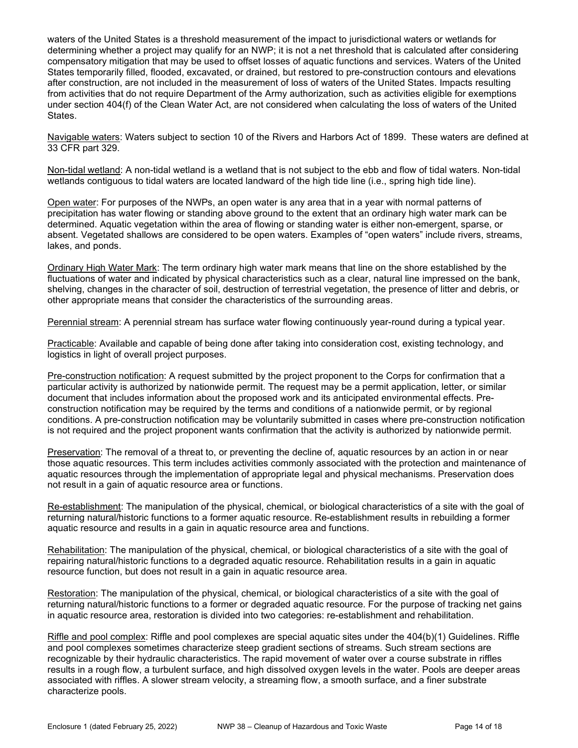waters of the United States is a threshold measurement of the impact to jurisdictional waters or wetlands for determining whether a project may qualify for an NWP; it is not a net threshold that is calculated after considering compensatory mitigation that may be used to offset losses of aquatic functions and services. Waters of the United States temporarily filled, flooded, excavated, or drained, but restored to pre-construction contours and elevations after construction, are not included in the measurement of loss of waters of the United States. Impacts resulting from activities that do not require Department of the Army authorization, such as activities eligible for exemptions under section 404(f) of the Clean Water Act, are not considered when calculating the loss of waters of the United States.

Navigable waters: Waters subject to section 10 of the Rivers and Harbors Act of 1899. These waters are defined at 33 CFR part 329.

Non-tidal wetland: A non-tidal wetland is a wetland that is not subject to the ebb and flow of tidal waters. Non-tidal wetlands contiguous to tidal waters are located landward of the high tide line (i.e., spring high tide line).

Open water: For purposes of the NWPs, an open water is any area that in a year with normal patterns of precipitation has water flowing or standing above ground to the extent that an ordinary high water mark can be determined. Aquatic vegetation within the area of flowing or standing water is either non-emergent, sparse, or absent. Vegetated shallows are considered to be open waters. Examples of "open waters" include rivers, streams, lakes, and ponds.

Ordinary High Water Mark: The term ordinary high water mark means that line on the shore established by the fluctuations of water and indicated by physical characteristics such as a clear, natural line impressed on the bank, shelving, changes in the character of soil, destruction of terrestrial vegetation, the presence of litter and debris, or other appropriate means that consider the characteristics of the surrounding areas.

Perennial stream: A perennial stream has surface water flowing continuously year-round during a typical year.

Practicable: Available and capable of being done after taking into consideration cost, existing technology, and logistics in light of overall project purposes.

Pre-construction notification: A request submitted by the project proponent to the Corps for confirmation that a particular activity is authorized by nationwide permit. The request may be a permit application, letter, or similar document that includes information about the proposed work and its anticipated environmental effects. Pre-construction notification may be required by the terms and conditions of a nationwide permit, or by regional conditions. A pre-construction notification may be voluntarily submitted in cases where pre-construction notification is not required and the project proponent wants confirmation that the activity is authorized by nationwide permit.

Preservation: The removal of a threat to, or preventing the decline of, aquatic resources by an action in or near those aquatic resources. This term includes activities commonly associated with the protection and maintenance of aquatic resources through the implementation of appropriate legal and physical mechanisms. Preservation does not result in a gain of aquatic resource area or functions.

Re-establishment: The manipulation of the physical, chemical, or biological characteristics of a site with the goal of returning natural/historic functions to a former aquatic resource. Re-establishment results in rebuilding a former aquatic resource and results in a gain in aquatic resource area and functions.

Rehabilitation: The manipulation of the physical, chemical, or biological characteristics of a site with the goal of repairing natural/historic functions to a degraded aquatic resource. Rehabilitation results in a gain in aquatic resource function, but does not result in a gain in aquatic resource area.

Restoration: The manipulation of the physical, chemical, or biological characteristics of a site with the goal of returning natural/historic functions to a former or degraded aquatic resource. For the purpose of tracking net gains in aquatic resource area, restoration is divided into two categories: re-establishment and rehabilitation.

Riffle and pool complex: Riffle and pool complexes are special aquatic sites under the 404(b)(1) Guidelines. Riffle and pool complexes sometimes characterize steep gradient sections of streams. Such stream sections are recognizable by their hydraulic characteristics. The rapid movement of water over a course substrate in riffles results in a rough flow, a turbulent surface, and high dissolved oxygen levels in the water. Pools are deeper areas associated with riffles. A slower stream velocity, a streaming flow, a smooth surface, and a finer substrate characterize pools.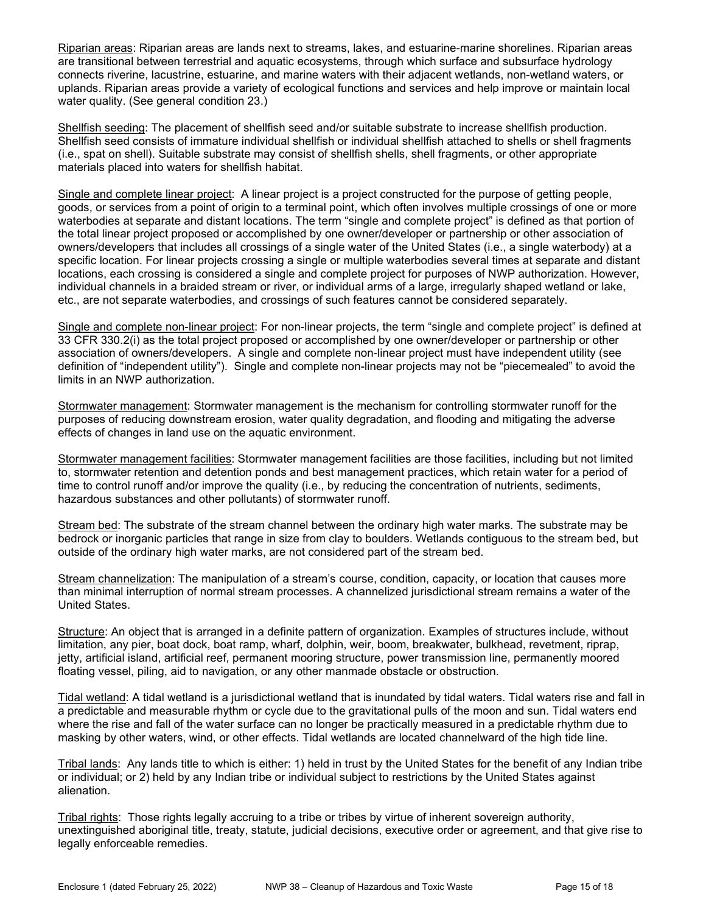Riparian areas: Riparian areas are lands next to streams, lakes, and estuarine-marine shorelines. Riparian areas are transitional between terrestrial and aquatic ecosystems, through which surface and subsurface hydrology connects riverine, lacustrine, estuarine, and marine waters with their adjacent wetlands, non-wetland waters, or uplands. Riparian areas provide a variety of ecological functions and services and help improve or maintain local water quality. (See general condition 23.)

Shellfish seeding: The placement of shellfish seed and/or suitable substrate to increase shellfish production. Shellfish seed consists of immature individual shellfish or individual shellfish attached to shells or shell fragments (i.e., spat on shell). Suitable substrate may consist of shellfish shells, shell fragments, or other appropriate materials placed into waters for shellfish habitat.

Single and complete linear project: A linear project is a project constructed for the purpose of getting people, goods, or services from a point of origin to a terminal point, which often involves multiple crossings of one or more waterbodies at separate and distant locations. The term "single and complete project" is defined as that portion of the total linear project proposed or accomplished by one owner/developer or partnership or other association of owners/developers that includes all crossings of a single water of the United States (i.e., a single waterbody) at a specific location. For linear projects crossing a single or multiple waterbodies several times at separate and distant locations, each crossing is considered a single and complete project for purposes of NWP authorization. However, individual channels in a braided stream or river, or individual arms of a large, irregularly shaped wetland or lake, etc., are not separate waterbodies, and crossings of such features cannot be considered separately.

Single and complete non-linear project: For non-linear projects, the term "single and complete project" is defined at 33 CFR 330.2(i) as the total project proposed or accomplished by one owner/developer or partnership or other association of owners/developers. A single and complete non-linear project must have independent utility (see definition of "independent utility"). Single and complete non-linear projects may not be "piecemealed" to avoid the limits in an NWP authorization.

Stormwater management: Stormwater management is the mechanism for controlling stormwater runoff for the purposes of reducing downstream erosion, water quality degradation, and flooding and mitigating the adverse effects of changes in land use on the aquatic environment.

Stormwater management facilities: Stormwater management facilities are those facilities, including but not limited to, stormwater retention and detention ponds and best management practices, which retain water for a period of time to control runoff and/or improve the quality (i.e., by reducing the concentration of nutrients, sediments, hazardous substances and other pollutants) of stormwater runoff.

Stream bed: The substrate of the stream channel between the ordinary high water marks. The substrate may be bedrock or inorganic particles that range in size from clay to boulders. Wetlands contiguous to the stream bed, but outside of the ordinary high water marks, are not considered part of the stream bed.

Stream channelization: The manipulation of a stream's course, condition, capacity, or location that causes more than minimal interruption of normal stream processes. A channelized jurisdictional stream remains a water of the United States.

Structure: An object that is arranged in a definite pattern of organization. Examples of structures include, without limitation, any pier, boat dock, boat ramp, wharf, dolphin, weir, boom, breakwater, bulkhead, revetment, riprap, jetty, artificial island, artificial reef, permanent mooring structure, power transmission line, permanently moored floating vessel, piling, aid to navigation, or any other manmade obstacle or obstruction.

Tidal wetland: A tidal wetland is a jurisdictional wetland that is inundated by tidal waters. Tidal waters rise and fall in a predictable and measurable rhythm or cycle due to the gravitational pulls of the moon and sun. Tidal waters end where the rise and fall of the water surface can no longer be practically measured in a predictable rhythm due to masking by other waters, wind, or other effects. Tidal wetlands are located channelward of the high tide line.

Tribal lands: Any lands title to which is either: 1) held in trust by the United States for the benefit of any Indian tribe or individual; or 2) held by any Indian tribe or individual subject to restrictions by the United States against alienation.

Tribal rights: Those rights legally accruing to a tribe or tribes by virtue of inherent sovereign authority, unextinguished aboriginal title, treaty, statute, judicial decisions, executive order or agreement, and that give rise to legally enforceable remedies.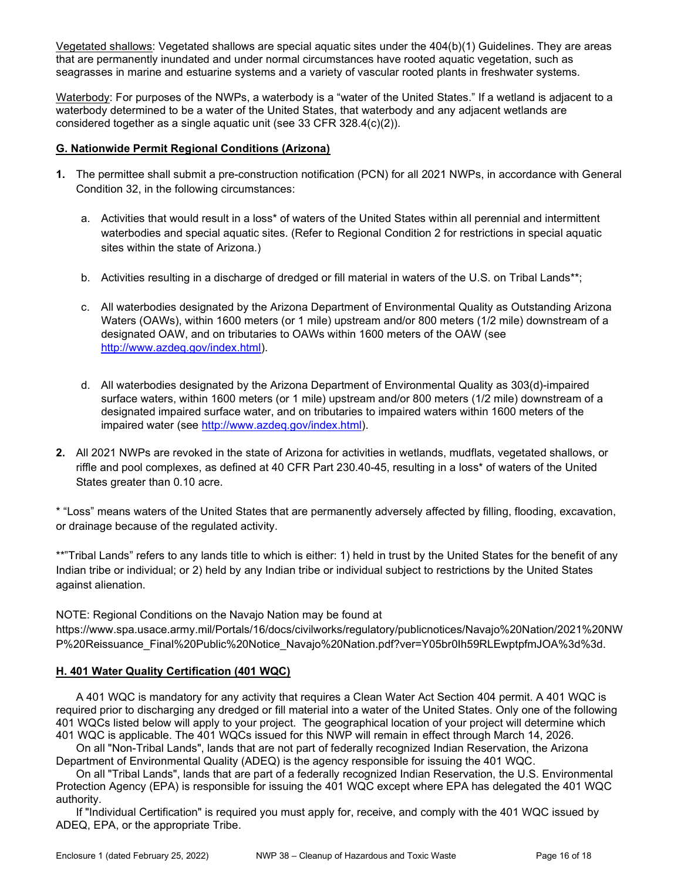<u>Vegetated shallows</u>: Vegetated shallows are special aquatic sites under the 404(b)(1) Guidelines. They are areas that are permanently inundated and under normal circumstances have rooted aquatic vegetation, such as seagrasses in marine and estuarine systems and a variety of vascular rooted plants in freshwater systems.

<u>Waterbody</u>: For purposes of the NWPs, a waterbody is a "water of the United States." If a wetland is adjacent to a waterbody determined to be a water of the United States, that waterbody and any adjacent wetlands are considered together as a single aquatic unit (see 33 CFR 328.4(c)(2)).

## G. Nationwide Permit Regional Conditions (Arizona)

**1.** The permittee shall submit a pre-construction notification (PCN) for all 2021 NWPs, in accordance with General Condition 32, in the following circumstances:

a. Activities that would result in a loss* of waters of the United States within all perennial and intermittent waterbodies and special aquatic sites. (Refer to Regional Condition 2 for restrictions in special aquatic sites within the state of Arizona.)

b. Activities resulting in a discharge of dredged or fill material in waters of the U.S. on Tribal Lands**;

c. All waterbodies designated by the Arizona Department of Environmental Quality as Outstanding Arizona Waters (OAWs), within 1600 meters (or 1 mile) upstream and/or 800 meters (1/2 mile) downstream of a designated OAW, and on tributaries to OAWs within 1600 meters of the OAW (see http://www.azdeq.gov/index.html).

d. All waterbodies designated by the Arizona Department of Environmental Quality as 303(d)-impaired surface waters, within 1600 meters (or 1 mile) upstream and/or 800 meters (1/2 mile) downstream of a designated impaired surface water, and on tributaries to impaired waters within 1600 meters of the impaired water (see http://www.azdeq.gov/index.html).

**2.** All 2021 NWPs are revoked in the state of Arizona for activities in wetlands, mudflats, vegetated shallows, or riffle and pool complexes, as defined at 40 CFR Part 230.40-45, resulting in a loss* of waters of the United States greater than 0.10 acre.

* "Loss" means waters of the United States that are permanently adversely affected by filling, flooding, excavation, or drainage because of the regulated activity.

**"Tribal Lands" refers to any lands title to which is either: 1) held in trust by the United States for the benefit of any Indian tribe or individual; or 2) held by any Indian tribe or individual subject to restrictions by the United States against alienation.

NOTE: Regional Conditions on the Navajo Nation may be found at https://www.spa.usace.army.mil/Portals/16/docs/civilworks/regulatory/publicnotices/Navajo%20Nation/2021%20NWP%20Reissuance_Final%20Public%20Notice_Navajo%20Nation.pdf?ver=Y05br0Ih59RLEwptpfmJOA%3d%3d.

## H. 401 Water Quality Certification (401 WQC)

A 401 WQC is mandatory for any activity that requires a Clean Water Act Section 404 permit. A 401 WQC is required prior to discharging any dredged or fill material into a water of the United States. Only one of the following 401 WQCs listed below will apply to your project. The geographical location of your project will determine which 401 WQC is applicable. The 401 WQCs issued for this NWP will remain in effect through March 14, 2026.

On all "Non-Tribal Lands", lands that are not part of federally recognized Indian Reservation, the Arizona Department of Environmental Quality (ADEQ) is the agency responsible for issuing the 401 WQC.

On all "Tribal Lands", lands that are part of a federally recognized Indian Reservation, the U.S. Environmental Protection Agency (EPA) is responsible for issuing the 401 WQC except where EPA has delegated the 401 WQC authority.

If "Individual Certification" is required you must apply for, receive, and comply with the 401 WQC issued by ADEQ, EPA, or the appropriate Tribe.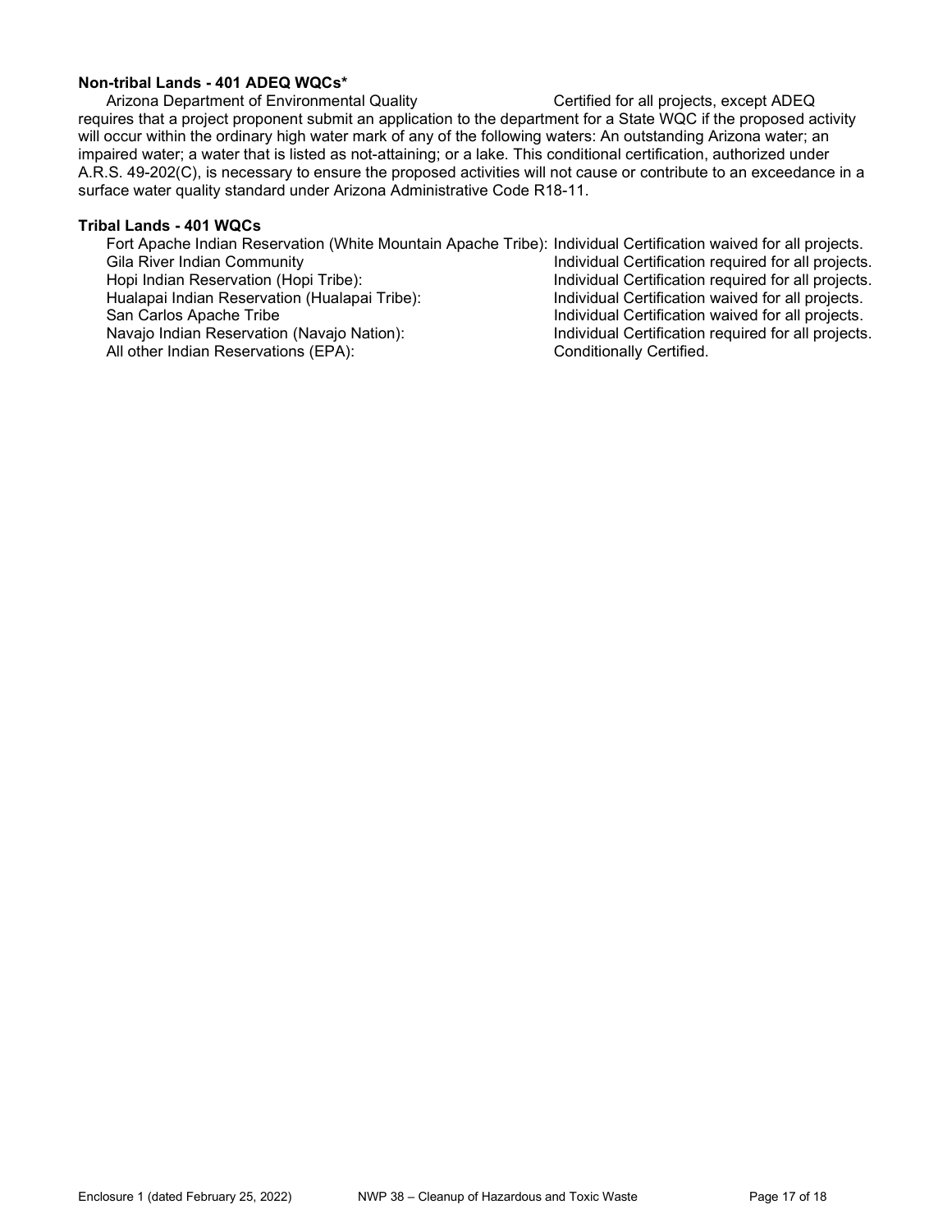**Non-tribal Lands - 401 ADEQ WQCs***

Arizona Department of Environmental Quality: Certified for all projects, except ADEQ requires that a project proponent submit an application to the department for a State WQC if the proposed activity will occur within the ordinary high water mark of any of the following waters: An outstanding Arizona water; an impaired water; a water that is listed as not-attaining; or a lake. This conditional certification, authorized under A.R.S. 49-202(C), is necessary to ensure the proposed activities will not cause or contribute to an exceedance in a surface water quality standard under Arizona Administrative Code R18-11.

**Tribal Lands - 401 WQCs**

| | |
|---|---|
| Fort Apache Indian Reservation (White Mountain Apache Tribe): | Individual Certification waived for all projects. |
| Gila River Indian Community | Individual Certification required for all projects. |
| Hopi Indian Reservation (Hopi Tribe): | Individual Certification required for all projects. |
| Hualapai Indian Reservation (Hualapai Tribe): | Individual Certification waived for all projects. |
| San Carlos Apache Tribe | Individual Certification waived for all projects. |
| Navajo Indian Reservation (Navajo Nation): | Individual Certification required for all projects. |
| All other Indian Reservations (EPA): | Conditionally Certified. |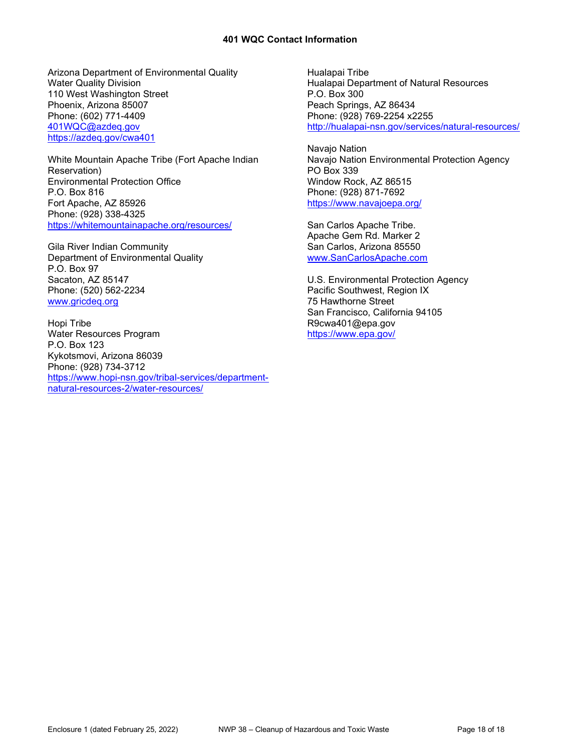## 401 WQC Contact Information

Arizona Department of Environmental Quality
Water Quality Division
110 West Washington Street
Phoenix, Arizona 85007
Phone: (602) 771-4409
401WQC@azdeq.gov
https://azdeq.gov/cwa401

White Mountain Apache Tribe (Fort Apache Indian Reservation)
Environmental Protection Office
P.O. Box 816
Fort Apache, AZ 85926
Phone: (928) 338-4325
https://whitemountainapache.org/resources/

Gila River Indian Community
Department of Environmental Quality
P.O. Box 97
Sacaton, AZ 85147
Phone: (520) 562-2234
www.gricdeq.org

Hopi Tribe
Water Resources Program
P.O. Box 123
Kykotsmovi, Arizona 86039
Phone: (928) 734-3712
https://www.hopi-nsn.gov/tribal-services/department-natural-resources-2/water-resources/

Hualapai Tribe
Hualapai Department of Natural Resources
P.O. Box 300
Peach Springs, AZ 86434
Phone: (928) 769-2254 x2255
http://hualapai-nsn.gov/services/natural-resources/

Navajo Nation
Navajo Nation Environmental Protection Agency
PO Box 339
Window Rock, AZ 86515
Phone: (928) 871-7692
https://www.navajoepa.org/

San Carlos Apache Tribe.
Apache Gem Rd. Marker 2
San Carlos, Arizona 85550
www.SanCarlosApache.com

U.S. Environmental Protection Agency
Pacific Southwest, Region IX
75 Hawthorne Street
San Francisco, California 94105
R9cwa401@epa.gov
https://www.epa.gov/